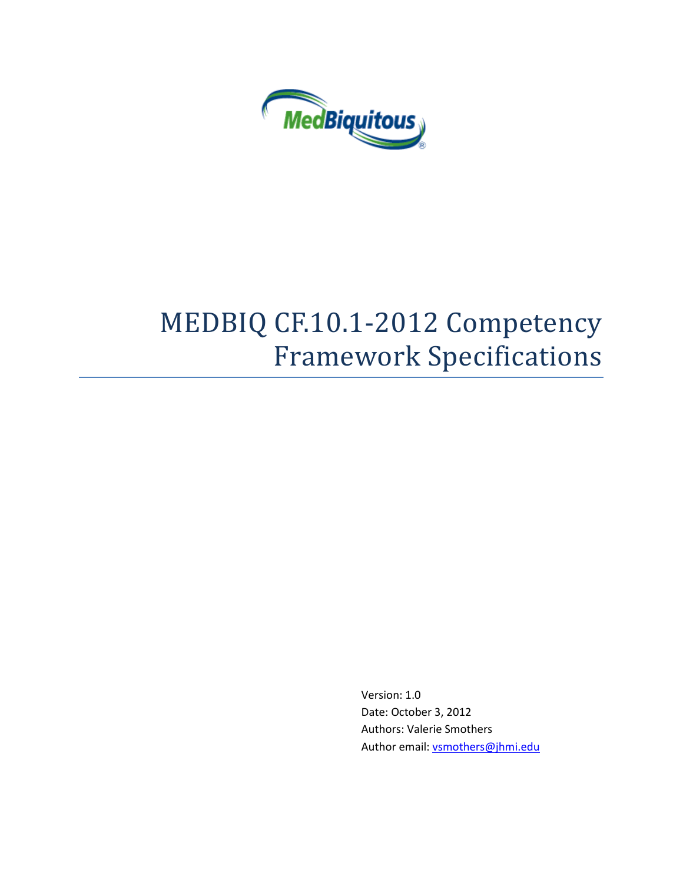MedBiquitous

# MEDBIQ CF.10.1-2012 Competency Framework Specifications

Version: 1.0
Date: October 3, 2012
Authors: Valerie Smothers
Author email: vsmothers@jhmi.edu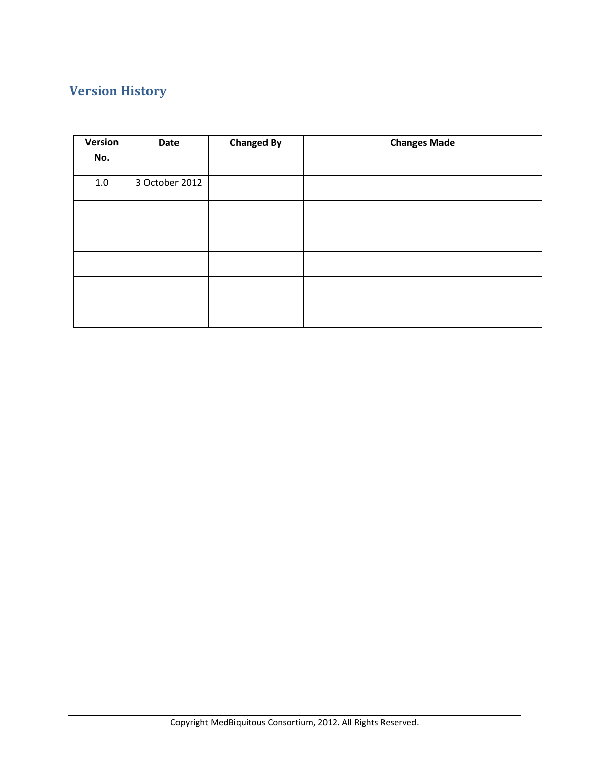## Version History

| Version No. | Date | Changed By | Changes Made |
| --- | --- | --- | --- |
| 1.0 | 3 October 2012 | | |
| | | | |
| | | | |
| | | | |
| | | | |
| | | | |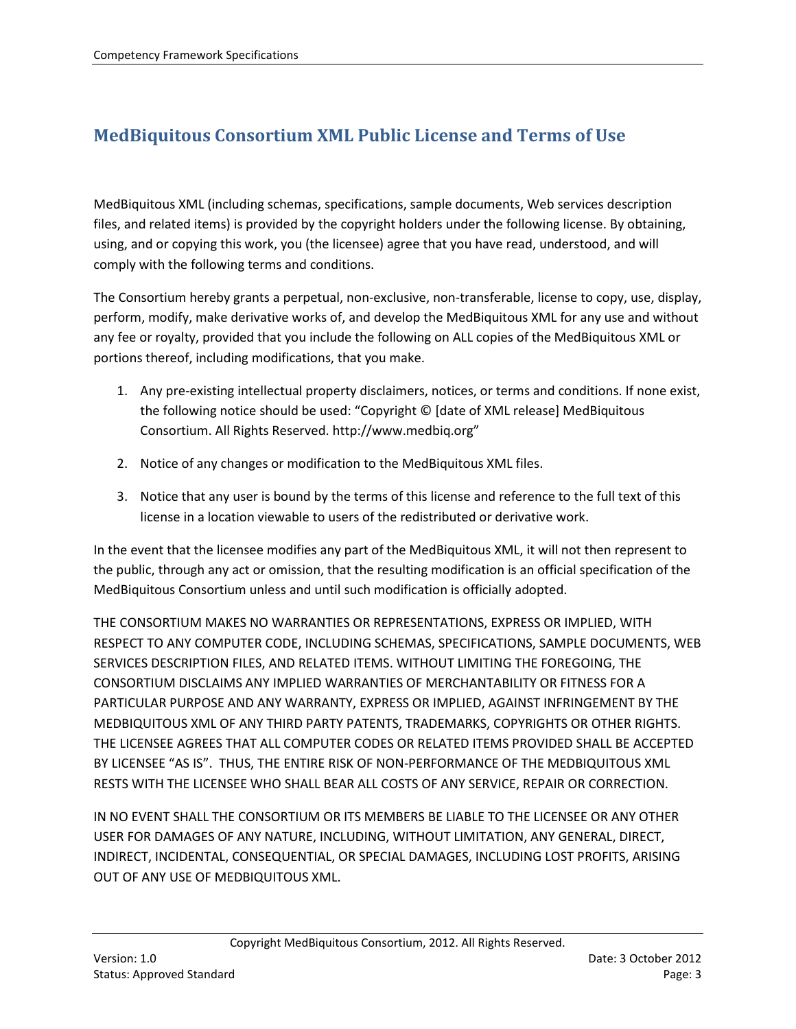# MedBiquitous Consortium XML Public License and Terms of Use

MedBiquitous XML (including schemas, specifications, sample documents, Web services description files, and related items) is provided by the copyright holders under the following license. By obtaining, using, and or copying this work, you (the licensee) agree that you have read, understood, and will comply with the following terms and conditions.

The Consortium hereby grants a perpetual, non-exclusive, non-transferable, license to copy, use, display, perform, modify, make derivative works of, and develop the MedBiquitous XML for any use and without any fee or royalty, provided that you include the following on ALL copies of the MedBiquitous XML or portions thereof, including modifications, that you make.

1. Any pre-existing intellectual property disclaimers, notices, or terms and conditions. If none exist, the following notice should be used: "Copyright © [date of XML release] MedBiquitous Consortium. All Rights Reserved. http://www.medbiq.org"

2. Notice of any changes or modification to the MedBiquitous XML files.

3. Notice that any user is bound by the terms of this license and reference to the full text of this license in a location viewable to users of the redistributed or derivative work.

In the event that the licensee modifies any part of the MedBiquitous XML, it will not then represent to the public, through any act or omission, that the resulting modification is an official specification of the MedBiquitous Consortium unless and until such modification is officially adopted.

THE CONSORTIUM MAKES NO WARRANTIES OR REPRESENTATIONS, EXPRESS OR IMPLIED, WITH RESPECT TO ANY COMPUTER CODE, INCLUDING SCHEMAS, SPECIFICATIONS, SAMPLE DOCUMENTS, WEB SERVICES DESCRIPTION FILES, AND RELATED ITEMS. WITHOUT LIMITING THE FOREGOING, THE CONSORTIUM DISCLAIMS ANY IMPLIED WARRANTIES OF MERCHANTABILITY OR FITNESS FOR A PARTICULAR PURPOSE AND ANY WARRANTY, EXPRESS OR IMPLIED, AGAINST INFRINGEMENT BY THE MEDBIQUITOUS XML OF ANY THIRD PARTY PATENTS, TRADEMARKS, COPYRIGHTS OR OTHER RIGHTS. THE LICENSEE AGREES THAT ALL COMPUTER CODES OR RELATED ITEMS PROVIDED SHALL BE ACCEPTED BY LICENSEE "AS IS". THUS, THE ENTIRE RISK OF NON-PERFORMANCE OF THE MEDBIQUITOUS XML RESTS WITH THE LICENSEE WHO SHALL BEAR ALL COSTS OF ANY SERVICE, REPAIR OR CORRECTION.

IN NO EVENT SHALL THE CONSORTIUM OR ITS MEMBERS BE LIABLE TO THE LICENSEE OR ANY OTHER USER FOR DAMAGES OF ANY NATURE, INCLUDING, WITHOUT LIMITATION, ANY GENERAL, DIRECT, INDIRECT, INCIDENTAL, CONSEQUENTIAL, OR SPECIAL DAMAGES, INCLUDING LOST PROFITS, ARISING OUT OF ANY USE OF MEDBIQUITOUS XML.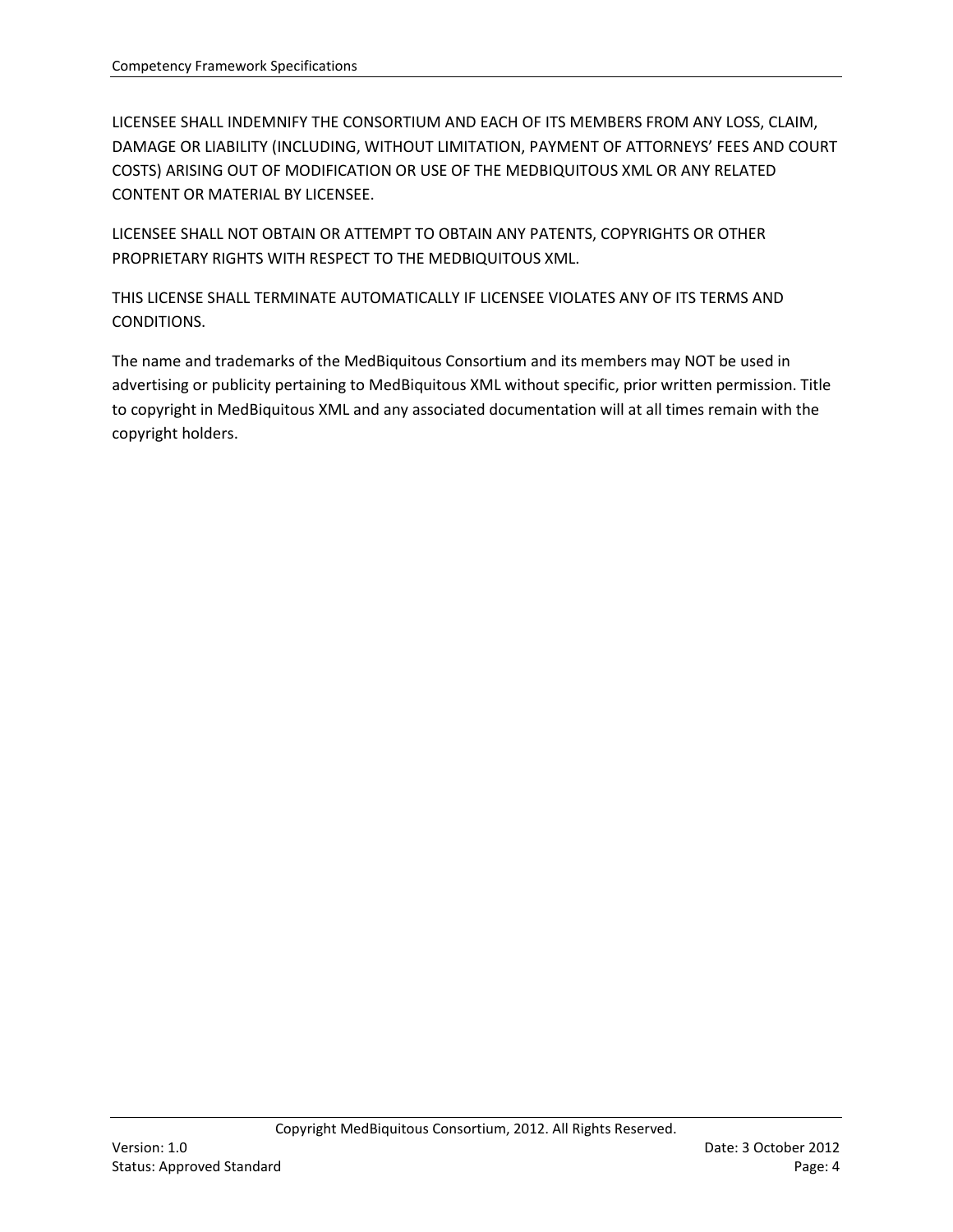LICENSEE SHALL INDEMNIFY THE CONSORTIUM AND EACH OF ITS MEMBERS FROM ANY LOSS, CLAIM, DAMAGE OR LIABILITY (INCLUDING, WITHOUT LIMITATION, PAYMENT OF ATTORNEYS' FEES AND COURT COSTS) ARISING OUT OF MODIFICATION OR USE OF THE MEDBIQUITOUS XML OR ANY RELATED CONTENT OR MATERIAL BY LICENSEE.

LICENSEE SHALL NOT OBTAIN OR ATTEMPT TO OBTAIN ANY PATENTS, COPYRIGHTS OR OTHER PROPRIETARY RIGHTS WITH RESPECT TO THE MEDBIQUITOUS XML.

THIS LICENSE SHALL TERMINATE AUTOMATICALLY IF LICENSEE VIOLATES ANY OF ITS TERMS AND CONDITIONS.

The name and trademarks of the MedBiquitous Consortium and its members may NOT be used in advertising or publicity pertaining to MedBiquitous XML without specific, prior written permission. Title to copyright in MedBiquitous XML and any associated documentation will at all times remain with the copyright holders.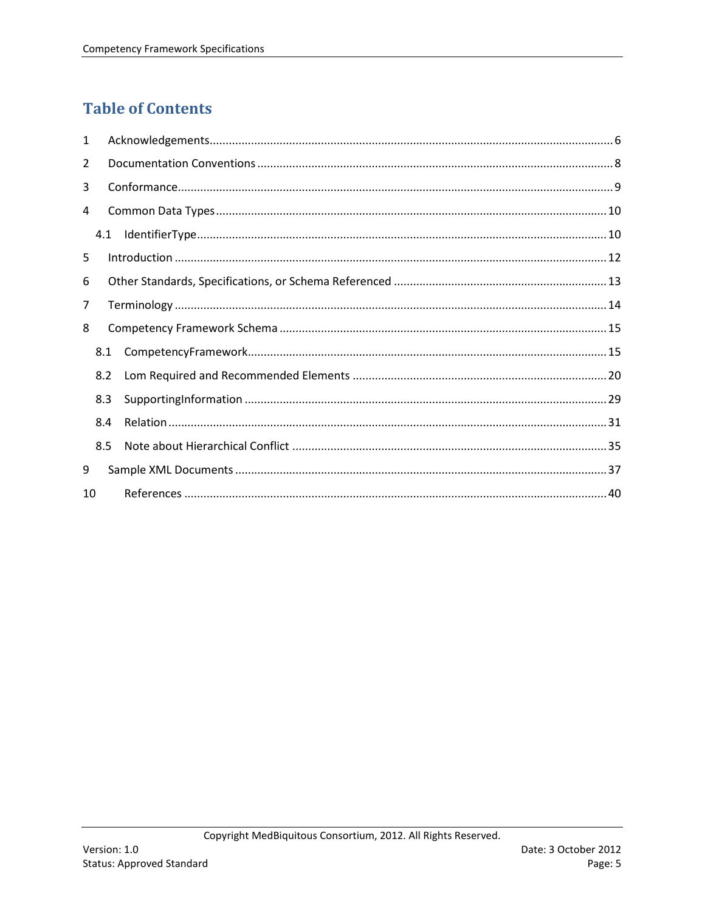# Table of Contents

1 Acknowledgements ..... 6
2 Documentation Conventions ..... 8
3 Conformance ..... 9
4 Common Data Types ..... 10
   4.1 IdentifierType ..... 10
5 Introduction ..... 12
6 Other Standards, Specifications, or Schema Referenced ..... 13
7 Terminology ..... 14
8 Competency Framework Schema ..... 15
   8.1 CompetencyFramework ..... 15
   8.2 Lom Required and Recommended Elements ..... 20
   8.3 SupportingInformation ..... 29
   8.4 Relation ..... 31
   8.5 Note about Hierarchical Conflict ..... 35
9 Sample XML Documents ..... 37
10 References ..... 40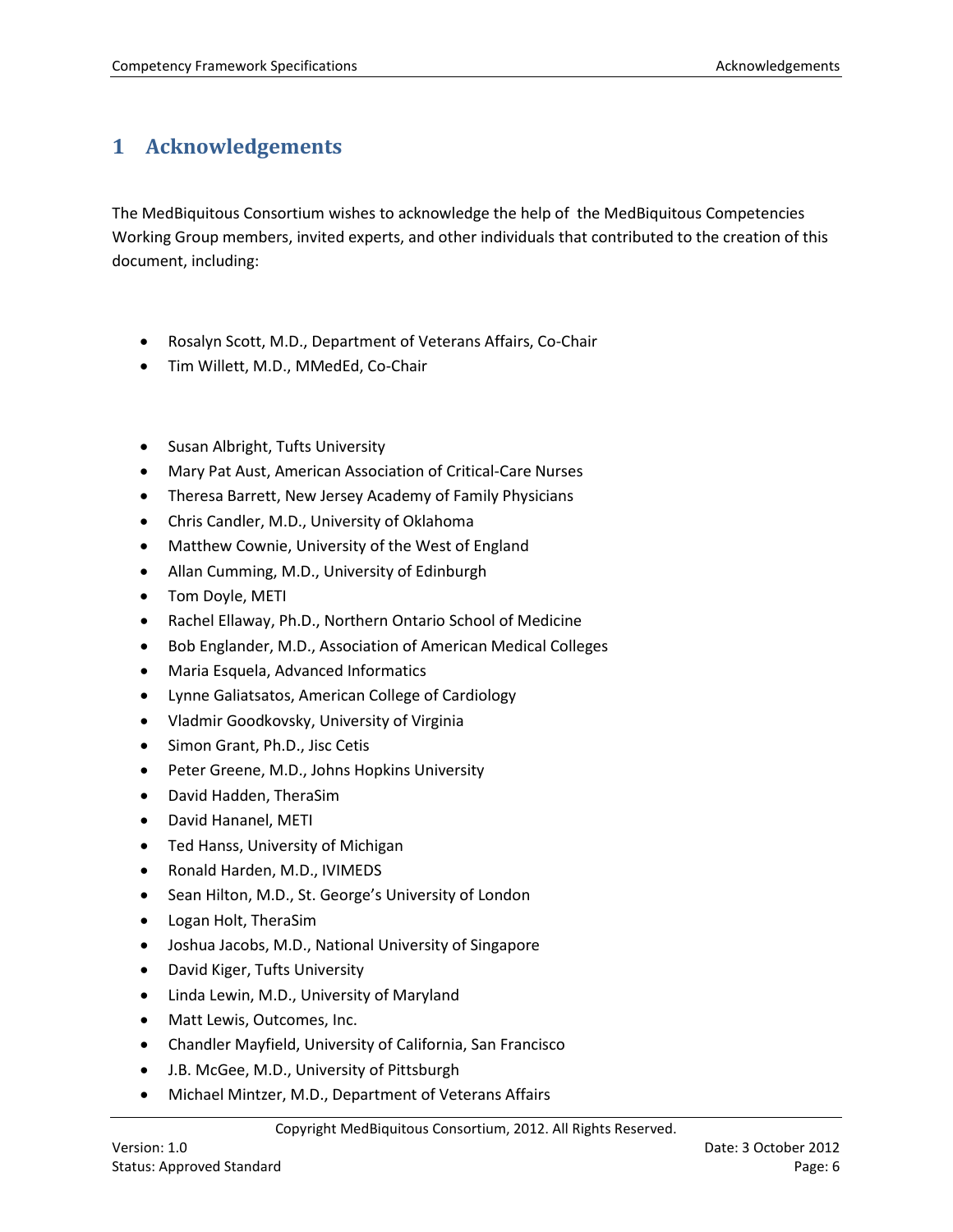# 1 Acknowledgements

The MedBiquitous Consortium wishes to acknowledge the help of the MedBiquitous Competencies Working Group members, invited experts, and other individuals that contributed to the creation of this document, including:

- Rosalyn Scott, M.D., Department of Veterans Affairs, Co-Chair
- Tim Willett, M.D., MMedEd, Co-Chair

- Susan Albright, Tufts University
- Mary Pat Aust, American Association of Critical-Care Nurses
- Theresa Barrett, New Jersey Academy of Family Physicians
- Chris Candler, M.D., University of Oklahoma
- Matthew Cownie, University of the West of England
- Allan Cumming, M.D., University of Edinburgh
- Tom Doyle, METI
- Rachel Ellaway, Ph.D., Northern Ontario School of Medicine
- Bob Englander, M.D., Association of American Medical Colleges
- Maria Esquela, Advanced Informatics
- Lynne Galiatsatos, American College of Cardiology
- Vladmir Goodkovsky, University of Virginia
- Simon Grant, Ph.D., Jisc Cetis
- Peter Greene, M.D., Johns Hopkins University
- David Hadden, TheraSim
- David Hananel, METI
- Ted Hanss, University of Michigan
- Ronald Harden, M.D., IVIMEDS
- Sean Hilton, M.D., St. George's University of London
- Logan Holt, TheraSim
- Joshua Jacobs, M.D., National University of Singapore
- David Kiger, Tufts University
- Linda Lewin, M.D., University of Maryland
- Matt Lewis, Outcomes, Inc.
- Chandler Mayfield, University of California, San Francisco
- J.B. McGee, M.D., University of Pittsburgh
- Michael Mintzer, M.D., Department of Veterans Affairs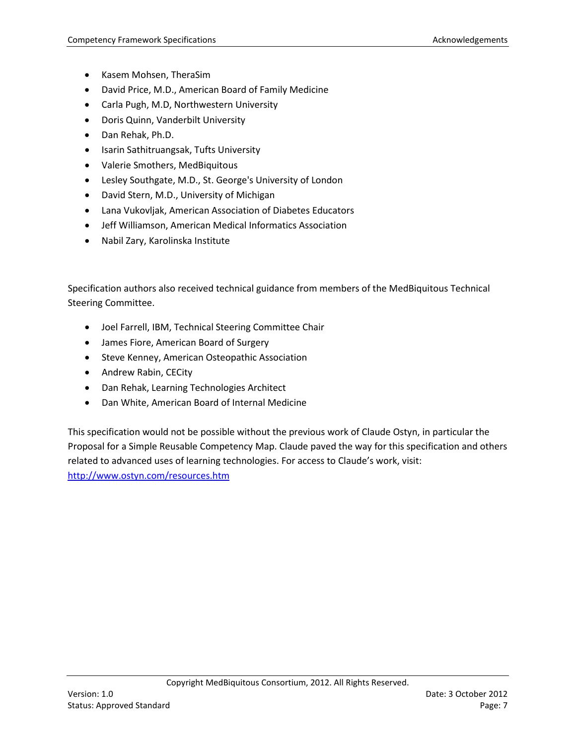- Kasem Mohsen, TheraSim
- David Price, M.D., American Board of Family Medicine
- Carla Pugh, M.D, Northwestern University
- Doris Quinn, Vanderbilt University
- Dan Rehak, Ph.D.
- Isarin Sathitruangsak, Tufts University
- Valerie Smothers, MedBiquitous
- Lesley Southgate, M.D., St. George's University of London
- David Stern, M.D., University of Michigan
- Lana Vukovljak, American Association of Diabetes Educators
- Jeff Williamson, American Medical Informatics Association
- Nabil Zary, Karolinska Institute

Specification authors also received technical guidance from members of the MedBiquitous Technical Steering Committee.

- Joel Farrell, IBM, Technical Steering Committee Chair
- James Fiore, American Board of Surgery
- Steve Kenney, American Osteopathic Association
- Andrew Rabin, CECity
- Dan Rehak, Learning Technologies Architect
- Dan White, American Board of Internal Medicine

This specification would not be possible without the previous work of Claude Ostyn, in particular the Proposal for a Simple Reusable Competency Map. Claude paved the way for this specification and others related to advanced uses of learning technologies. For access to Claude's work, visit: http://www.ostyn.com/resources.htm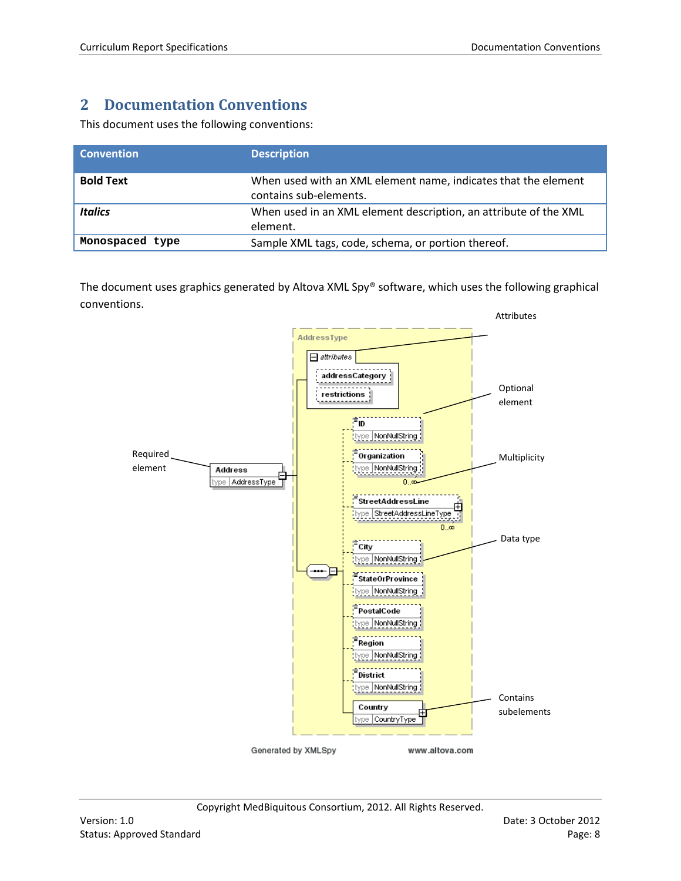# 2 Documentation Conventions

This document uses the following conventions:

| Convention | Description |
| --- | --- |
| **Bold Text** | When used with an XML element name, indicates that the element contains sub-elements. |
| ***Italics*** | When used in an XML element description, an attribute of the XML element. |
| `Monospaced type` | Sample XML tags, code, schema, or portion thereof. |

The document uses graphics generated by Altova XML Spy® software, which uses the following graphical conventions.

Attributes

Optional element

Required element

Multiplicity

Data type

Contains subelements

AddressType

attributes

addressCategory

restrictions

Address type AddressType

ID type NonNullString

Organization type NonNullString 0..∞

StreetAddressLine type StreetAddressLineType 0..∞

City type NonNullString

StateOrProvince type NonNullString

PostalCode type NonNullString

Region type NonNullString

District type NonNullString

Country type CountryType

Generated by XMLSpy www.altova.com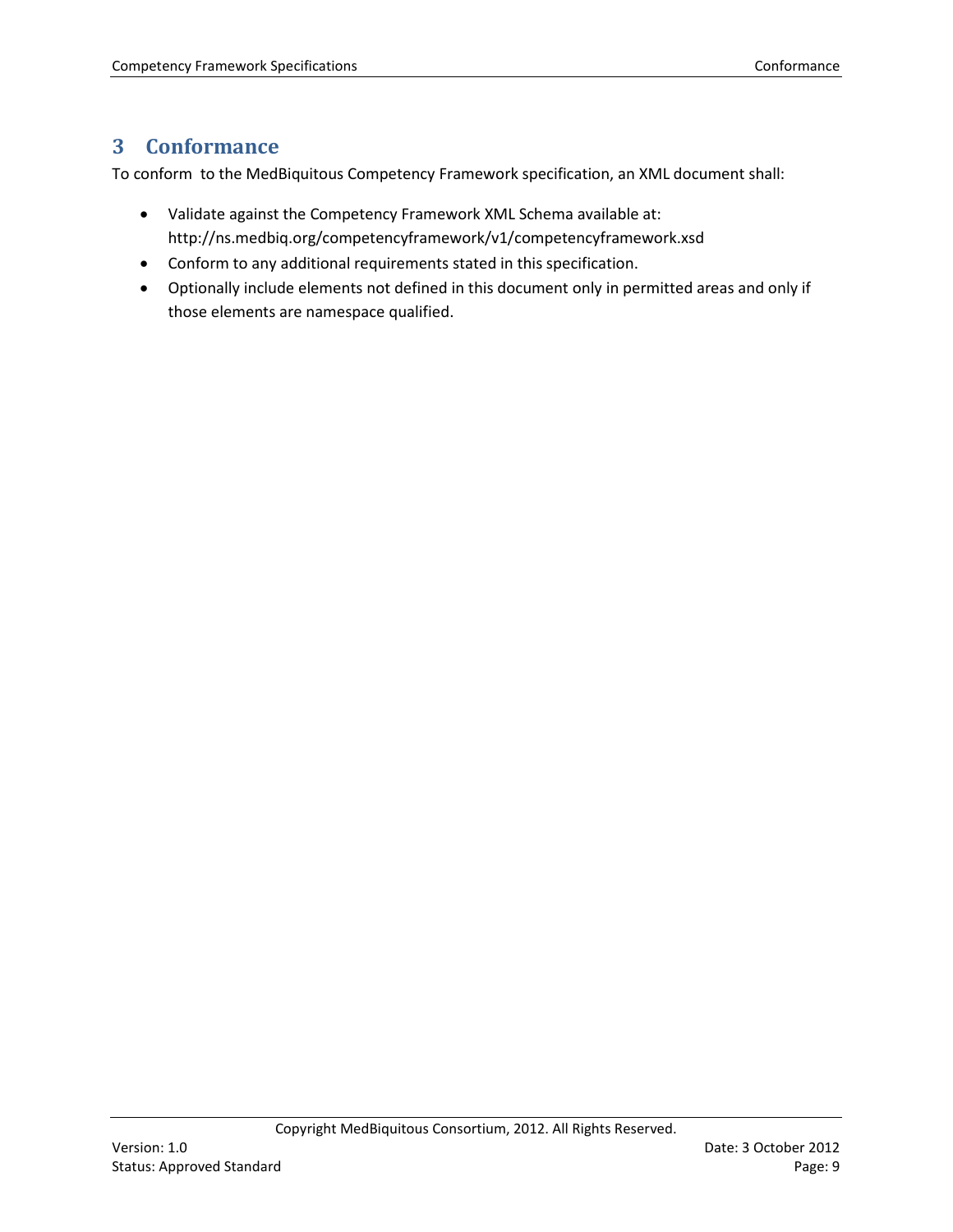# 3 Conformance

To conform to the MedBiquitous Competency Framework specification, an XML document shall:

- Validate against the Competency Framework XML Schema available at: http://ns.medbiq.org/competencyframework/v1/competencyframework.xsd
- Conform to any additional requirements stated in this specification.
- Optionally include elements not defined in this document only in permitted areas and only if those elements are namespace qualified.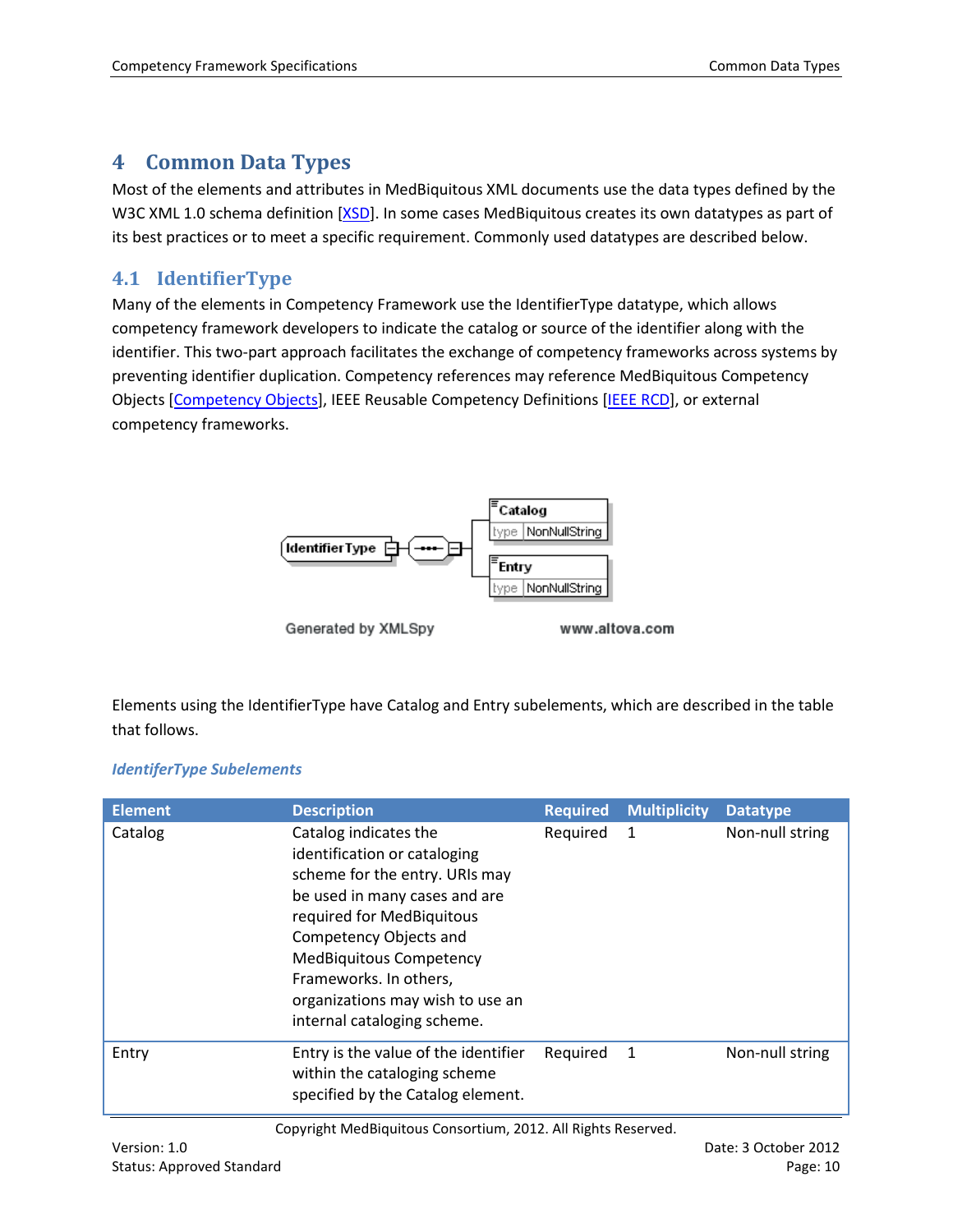# 4 Common Data Types

Most of the elements and attributes in MedBiquitous XML documents use the data types defined by the W3C XML 1.0 schema definition [XSD]. In some cases MedBiquitous creates its own datatypes as part of its best practices or to meet a specific requirement. Commonly used datatypes are described below.

## 4.1 IdentifierType

Many of the elements in Competency Framework use the IdentifierType datatype, which allows competency framework developers to indicate the catalog or source of the identifier along with the identifier. This two-part approach facilitates the exchange of competency frameworks across systems by preventing identifier duplication. Competency references may reference MedBiquitous Competency Objects [Competency Objects], IEEE Reusable Competency Definitions [IEEE RCD], or external competency frameworks.

Elements using the IdentifierType have Catalog and Entry subelements, which are described in the table that follows.

*IdentiferType Subelements*

| Element | Description | Required | Multiplicity | Datatype |
|---|---|---|---|---|
| Catalog | Catalog indicates the identification or cataloging scheme for the entry. URIs may be used in many cases and are required for MedBiquitous Competency Objects and MedBiquitous Competency Frameworks. In others, organizations may wish to use an internal cataloging scheme. | Required | 1 | Non-null string |
| Entry | Entry is the value of the identifier within the cataloging scheme specified by the Catalog element. | Required | 1 | Non-null string |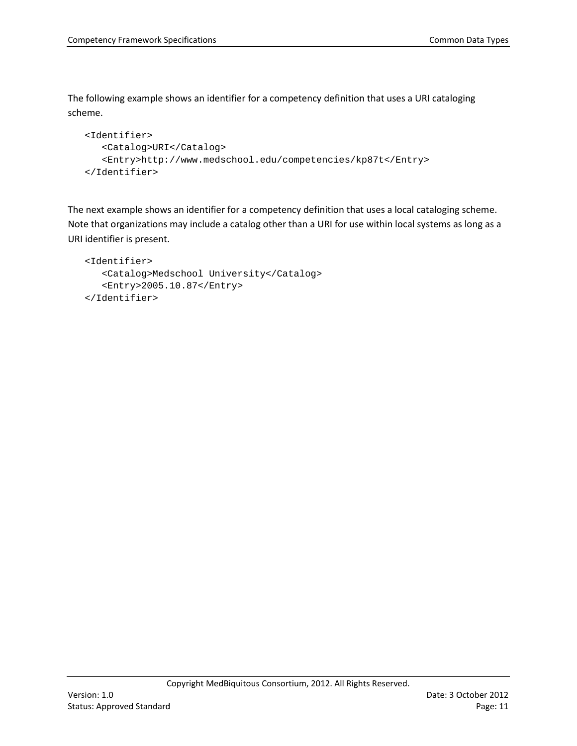The following example shows an identifier for a competency definition that uses a URI cataloging scheme.

```
<Identifier>
   <Catalog>URI</Catalog>
   <Entry>http://www.medschool.edu/competencies/kp87t</Entry>
</Identifier>
```

The next example shows an identifier for a competency definition that uses a local cataloging scheme. Note that organizations may include a catalog other than a URI for use within local systems as long as a URI identifier is present.

```
<Identifier>
   <Catalog>Medschool University</Catalog>
   <Entry>2005.10.87</Entry>
</Identifier>
```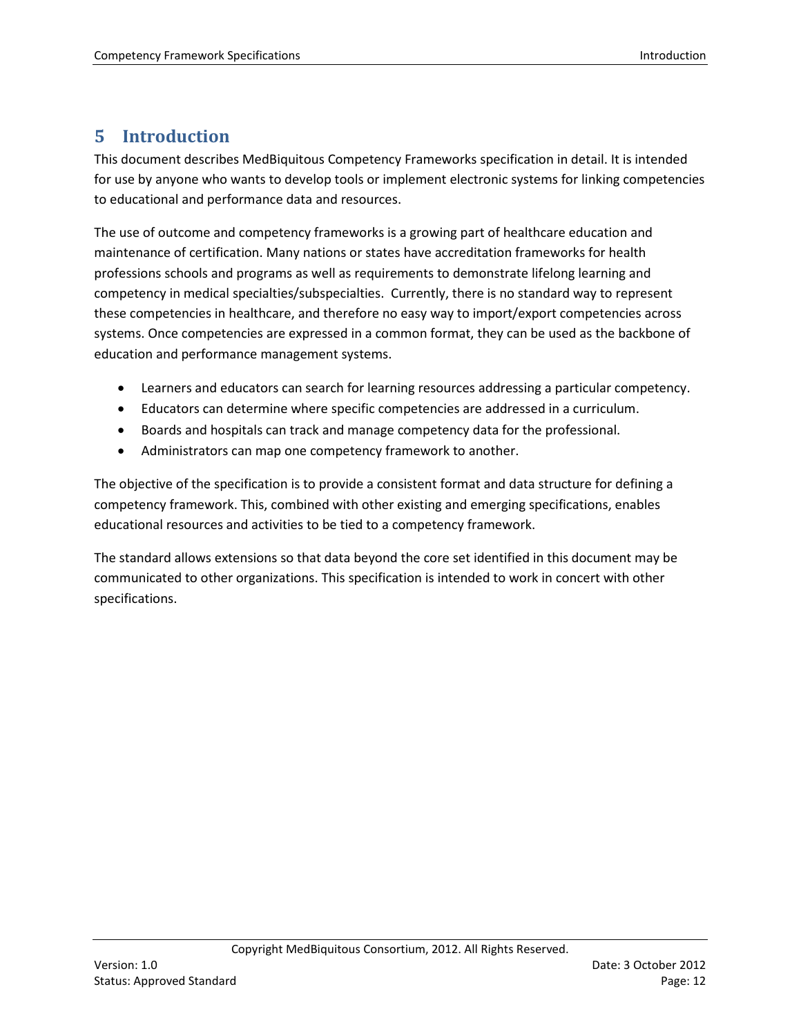# 5 Introduction

This document describes MedBiquitous Competency Frameworks specification in detail. It is intended for use by anyone who wants to develop tools or implement electronic systems for linking competencies to educational and performance data and resources.

The use of outcome and competency frameworks is a growing part of healthcare education and maintenance of certification. Many nations or states have accreditation frameworks for health professions schools and programs as well as requirements to demonstrate lifelong learning and competency in medical specialties/subspecialties. Currently, there is no standard way to represent these competencies in healthcare, and therefore no easy way to import/export competencies across systems. Once competencies are expressed in a common format, they can be used as the backbone of education and performance management systems.

- Learners and educators can search for learning resources addressing a particular competency.
- Educators can determine where specific competencies are addressed in a curriculum.
- Boards and hospitals can track and manage competency data for the professional.
- Administrators can map one competency framework to another.

The objective of the specification is to provide a consistent format and data structure for defining a competency framework. This, combined with other existing and emerging specifications, enables educational resources and activities to be tied to a competency framework.

The standard allows extensions so that data beyond the core set identified in this document may be communicated to other organizations. This specification is intended to work in concert with other specifications.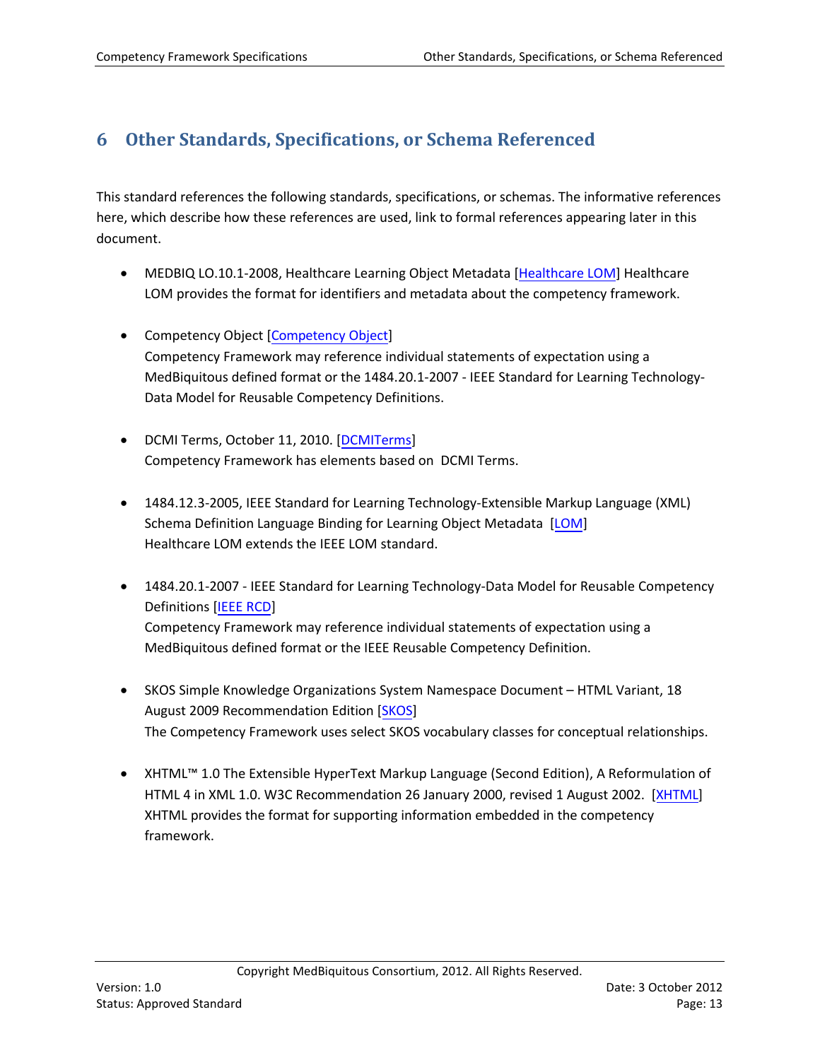# 6 Other Standards, Specifications, or Schema Referenced

This standard references the following standards, specifications, or schemas. The informative references here, which describe how these references are used, link to formal references appearing later in this document.

- MEDBIQ LO.10.1-2008, Healthcare Learning Object Metadata [Healthcare LOM] Healthcare LOM provides the format for identifiers and metadata about the competency framework.

- Competency Object [Competency Object]
  Competency Framework may reference individual statements of expectation using a MedBiquitous defined format or the 1484.20.1-2007 - IEEE Standard for Learning Technology-Data Model for Reusable Competency Definitions.

- DCMI Terms, October 11, 2010. [DCMITerms]
  Competency Framework has elements based on DCMI Terms.

- 1484.12.3-2005, IEEE Standard for Learning Technology-Extensible Markup Language (XML) Schema Definition Language Binding for Learning Object Metadata [LOM]
  Healthcare LOM extends the IEEE LOM standard.

- 1484.20.1-2007 - IEEE Standard for Learning Technology-Data Model for Reusable Competency Definitions [IEEE RCD]
  Competency Framework may reference individual statements of expectation using a MedBiquitous defined format or the IEEE Reusable Competency Definition.

- SKOS Simple Knowledge Organizations System Namespace Document – HTML Variant, 18 August 2009 Recommendation Edition [SKOS]
  The Competency Framework uses select SKOS vocabulary classes for conceptual relationships.

- XHTML™ 1.0 The Extensible HyperText Markup Language (Second Edition), A Reformulation of HTML 4 in XML 1.0. W3C Recommendation 26 January 2000, revised 1 August 2002. [XHTML]
  XHTML provides the format for supporting information embedded in the competency framework.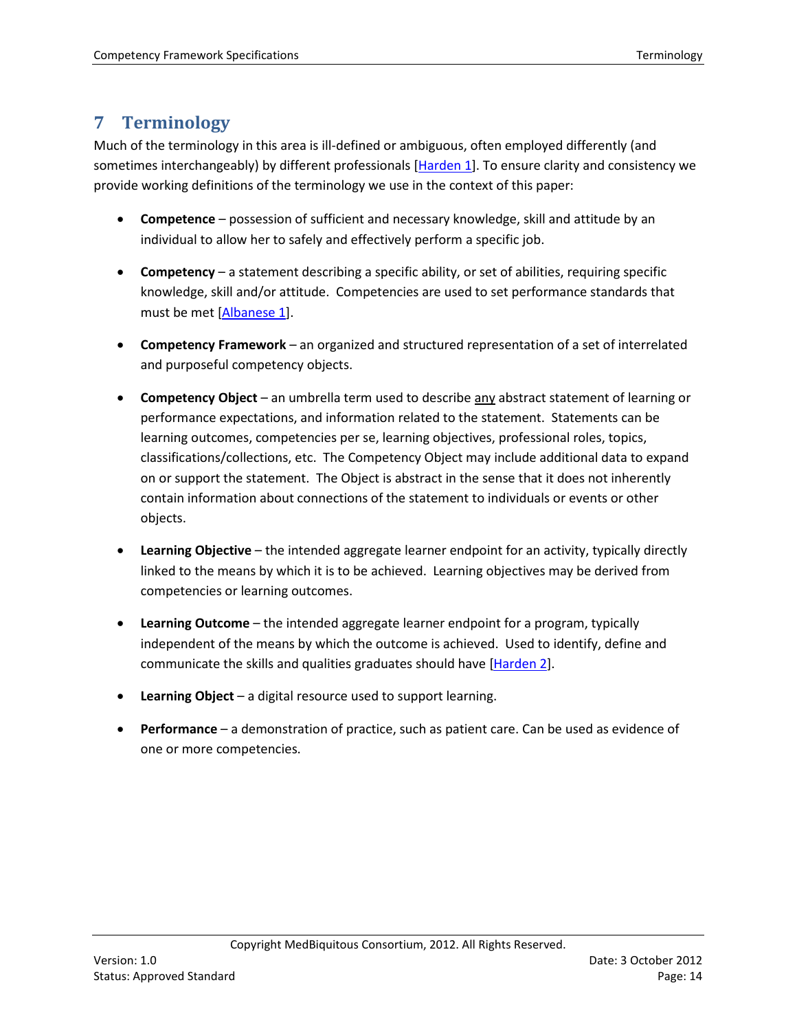# 7 Terminology

Much of the terminology in this area is ill-defined or ambiguous, often employed differently (and sometimes interchangeably) by different professionals [Harden 1]. To ensure clarity and consistency we provide working definitions of the terminology we use in the context of this paper:

- **Competence** – possession of sufficient and necessary knowledge, skill and attitude by an individual to allow her to safely and effectively perform a specific job.
- **Competency** – a statement describing a specific ability, or set of abilities, requiring specific knowledge, skill and/or attitude. Competencies are used to set performance standards that must be met [Albanese 1].
- **Competency Framework** – an organized and structured representation of a set of interrelated and purposeful competency objects.
- **Competency Object** – an umbrella term used to describe <u>any</u> abstract statement of learning or performance expectations, and information related to the statement. Statements can be learning outcomes, competencies per se, learning objectives, professional roles, topics, classifications/collections, etc. The Competency Object may include additional data to expand on or support the statement. The Object is abstract in the sense that it does not inherently contain information about connections of the statement to individuals or events or other objects.
- **Learning Objective** – the intended aggregate learner endpoint for an activity, typically directly linked to the means by which it is to be achieved. Learning objectives may be derived from competencies or learning outcomes.
- **Learning Outcome** – the intended aggregate learner endpoint for a program, typically independent of the means by which the outcome is achieved. Used to identify, define and communicate the skills and qualities graduates should have [Harden 2].
- **Learning Object** – a digital resource used to support learning.
- **Performance** – a demonstration of practice, such as patient care. Can be used as evidence of one or more competencies.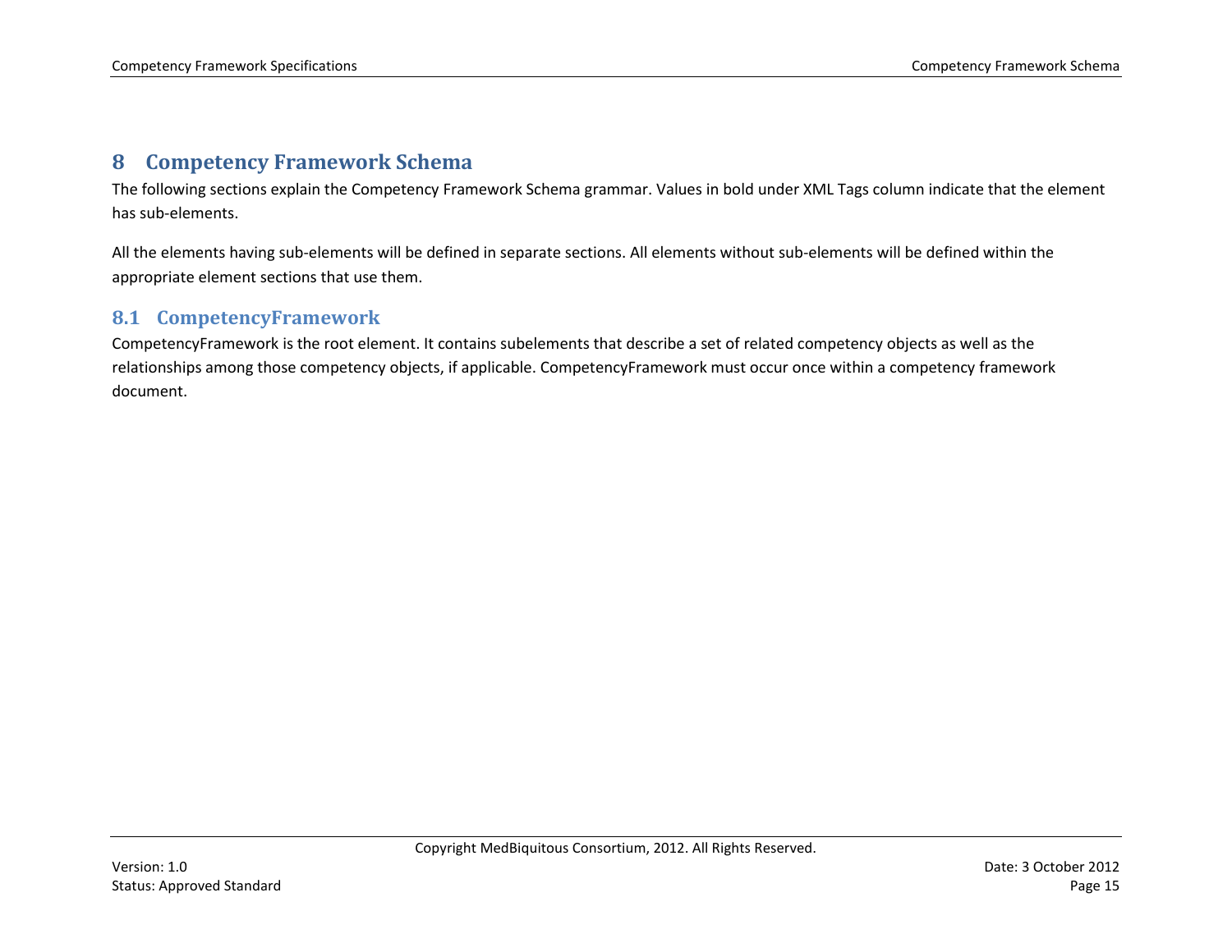# 8 Competency Framework Schema

The following sections explain the Competency Framework Schema grammar. Values in bold under XML Tags column indicate that the element has sub-elements.

All the elements having sub-elements will be defined in separate sections. All elements without sub-elements will be defined within the appropriate element sections that use them.

## 8.1 CompetencyFramework

CompetencyFramework is the root element. It contains subelements that describe a set of related competency objects as well as the relationships among those competency objects, if applicable. CompetencyFramework must occur once within a competency framework document.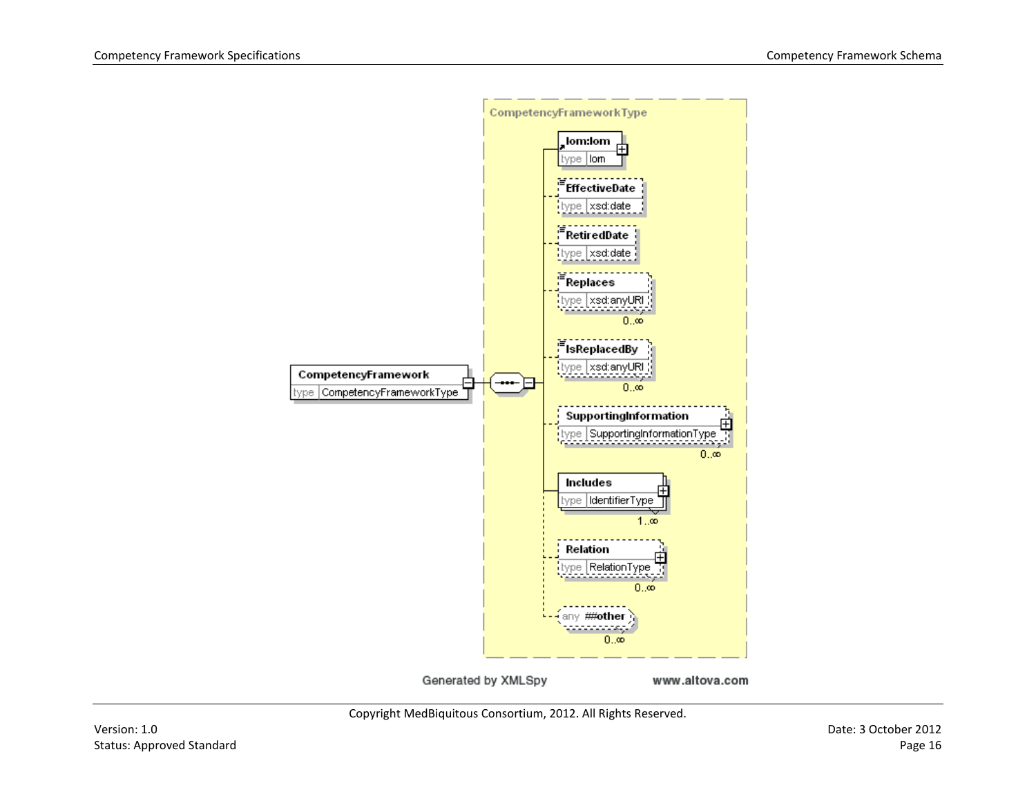CompetencyFrameworkType

- CompetencyFramework — type: CompetencyFrameworkType
  - lom:lom — type: lom
  - EffectiveDate — type: xsd:date
  - RetiredDate — type: xsd:date
  - Replaces — type: xsd:anyURI — 0..∞
  - IsReplacedBy — type: xsd:anyURI — 0..∞
  - SupportingInformation — type: SupportingInformationType — 0..∞
  - Includes — type: IdentifierType — 1..∞
  - Relation — type: RelationType — 0..∞
  - any ##other — 0..∞

Generated by XMLSpy www.altova.com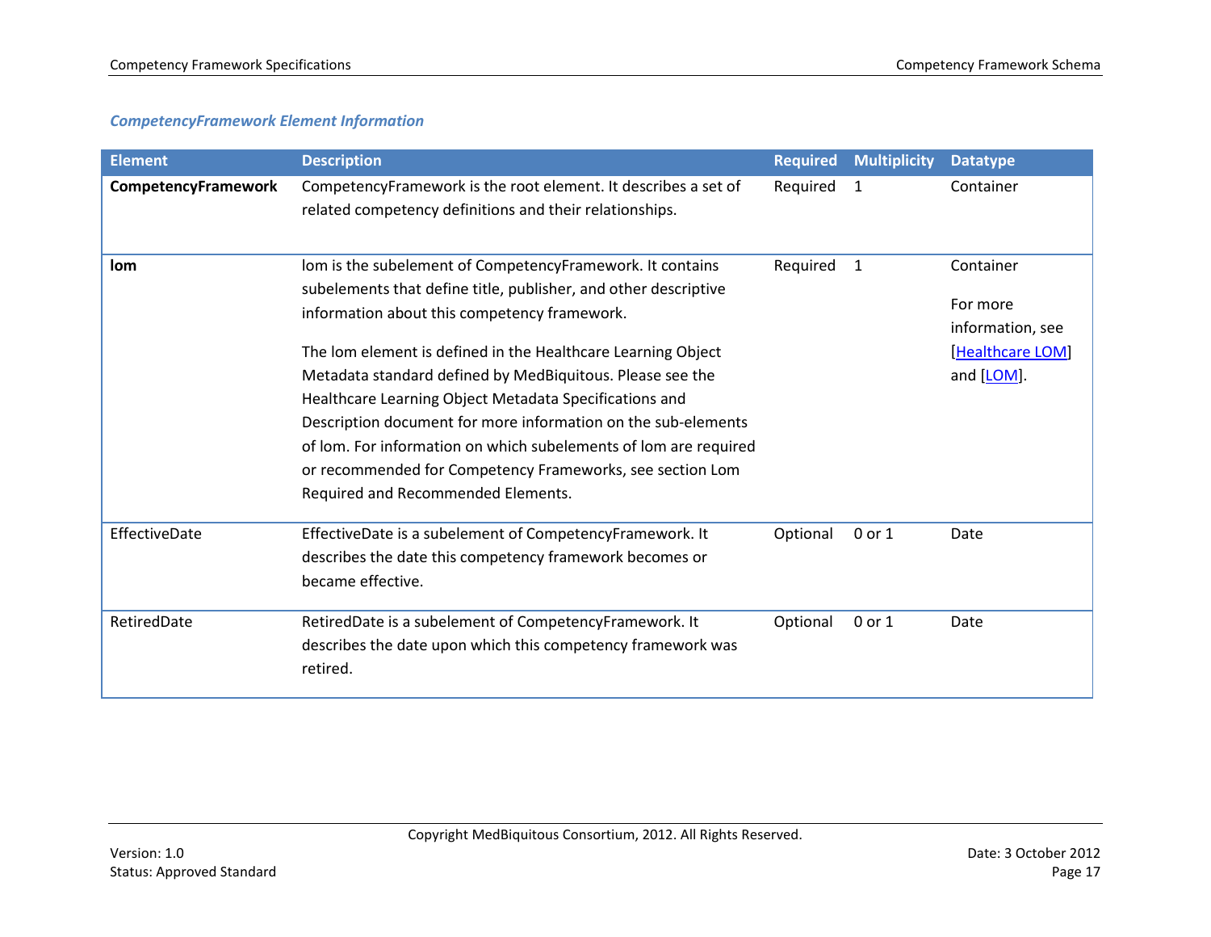### *CompetencyFramework Element Information*

| Element | Description | Required | Multiplicity | Datatype |
|---|---|---|---|---|
| **CompetencyFramework** | CompetencyFramework is the root element. It describes a set of related competency definitions and their relationships. | Required | 1 | Container |
| **lom** | lom is the subelement of CompetencyFramework. It contains subelements that define title, publisher, and other descriptive information about this competency framework.<br><br>The lom element is defined in the Healthcare Learning Object Metadata standard defined by MedBiquitous. Please see the Healthcare Learning Object Metadata Specifications and Description document for more information on the sub-elements of lom. For information on which subelements of lom are required or recommended for Competency Frameworks, see section Lom Required and Recommended Elements. | Required | 1 | Container<br><br>For more information, see [Healthcare LOM] and [LOM]. |
| EffectiveDate | EffectiveDate is a subelement of CompetencyFramework. It describes the date this competency framework becomes or became effective. | Optional | 0 or 1 | Date |
| RetiredDate | RetiredDate is a subelement of CompetencyFramework. It describes the date upon which this competency framework was retired. | Optional | 0 or 1 | Date |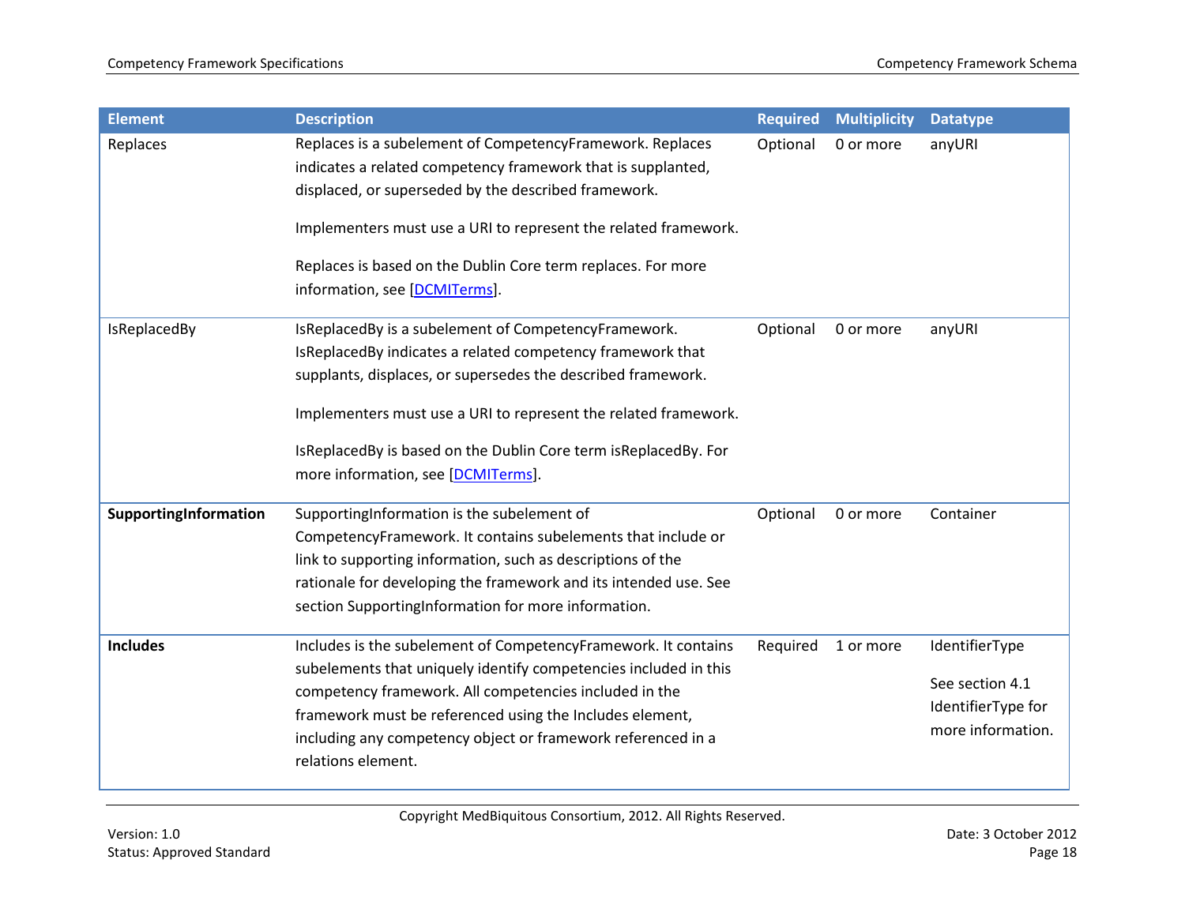| Element | Description | Required | Multiplicity | Datatype |
|---|---|---|---|---|
| Replaces | Replaces is a subelement of CompetencyFramework. Replaces indicates a related competency framework that is supplanted, displaced, or superseded by the described framework.<br><br>Implementers must use a URI to represent the related framework.<br><br>Replaces is based on the Dublin Core term replaces. For more information, see [DCMITerms]. | Optional | 0 or more | anyURI |
| IsReplacedBy | IsReplacedBy is a subelement of CompetencyFramework. IsReplacedBy indicates a related competency framework that supplants, displaces, or supersedes the described framework.<br><br>Implementers must use a URI to represent the related framework.<br><br>IsReplacedBy is based on the Dublin Core term isReplacedBy. For more information, see [DCMITerms]. | Optional | 0 or more | anyURI |
| **SupportingInformation** | SupportingInformation is the subelement of CompetencyFramework. It contains subelements that include or link to supporting information, such as descriptions of the rationale for developing the framework and its intended use. See section SupportingInformation for more information. | Optional | 0 or more | Container |
| **Includes** | Includes is the subelement of CompetencyFramework. It contains subelements that uniquely identify competencies included in this competency framework. All competencies included in the framework must be referenced using the Includes element, including any competency object or framework referenced in a relations element. | Required | 1 or more | IdentifierType<br><br>See section 4.1 IdentifierType for more information. |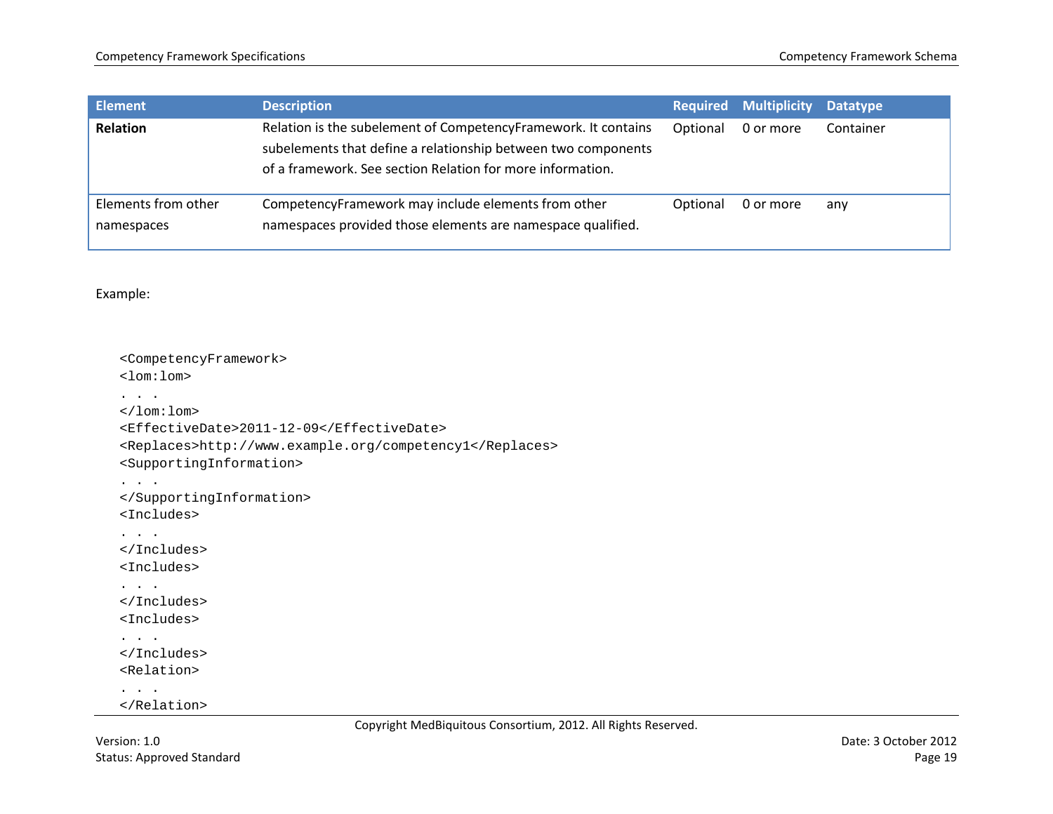| Element | Description | Required | Multiplicity | Datatype |
|---|---|---|---|---|
| **Relation** | Relation is the subelement of CompetencyFramework. It contains subelements that define a relationship between two components of a framework. See section Relation for more information. | Optional | 0 or more | Container |
| Elements from other namespaces | CompetencyFramework may include elements from other namespaces provided those elements are namespace qualified. | Optional | 0 or more | any |

Example:

```
<CompetencyFramework>
<lom:lom>
. . .
</lom:lom>
<EffectiveDate>2011-12-09</EffectiveDate>
<Replaces>http://www.example.org/competency1</Replaces>
<SupportingInformation>
. . .
</SupportingInformation>
<Includes>
. . .
</Includes>
<Includes>
. . .
</Includes>
<Includes>
. . .
</Includes>
<Relation>
. . .
</Relation>
```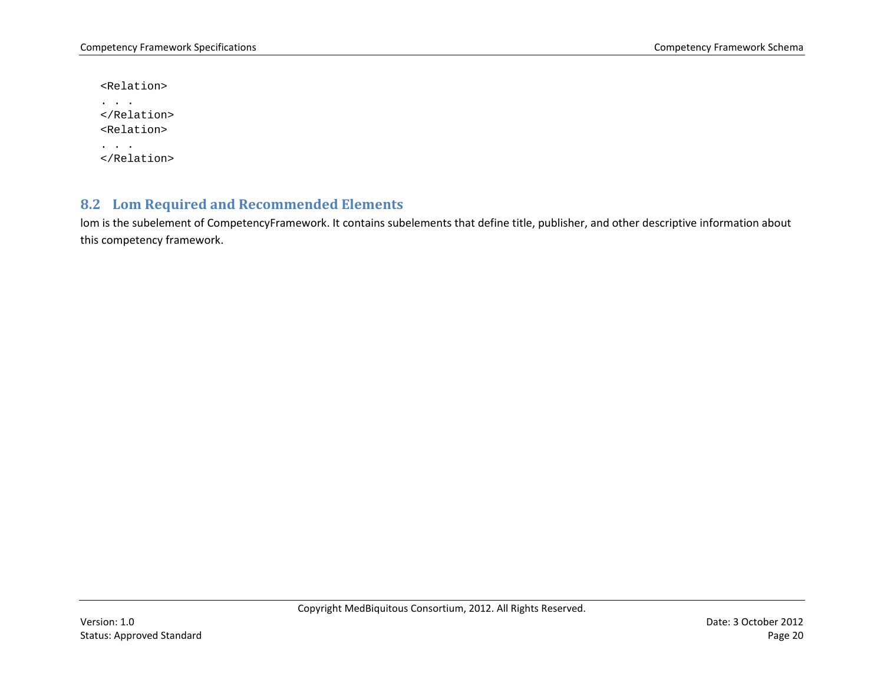```
<Relation>
. . .
</Relation>
<Relation>
. . .
</Relation>
```

## 8.2 Lom Required and Recommended Elements

lom is the subelement of CompetencyFramework. It contains subelements that define title, publisher, and other descriptive information about this competency framework.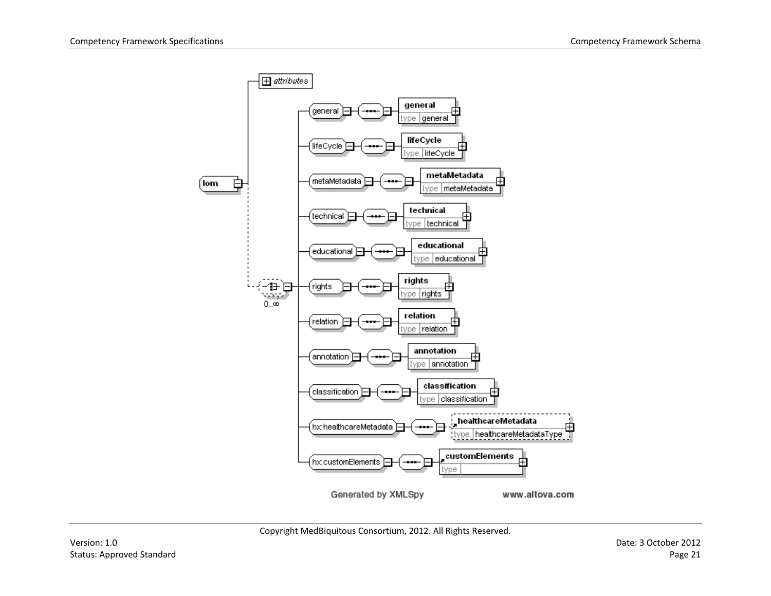lom

- attributes
- 0..∞
  - general (type: general)
  - lifeCycle (type: lifeCycle)
  - metaMetadata (type: metaMetadata)
  - technical (type: technical)
  - educational (type: educational)
  - rights (type: rights)
  - relation (type: relation)
  - annotation (type: annotation)
  - classification (type: classification)
  - hx:healthcareMetadata → healthcareMetadata (type: healthcareMetadataType)
  - hx:customElements → customElements (type: )

Generated by XMLSpy www.altova.com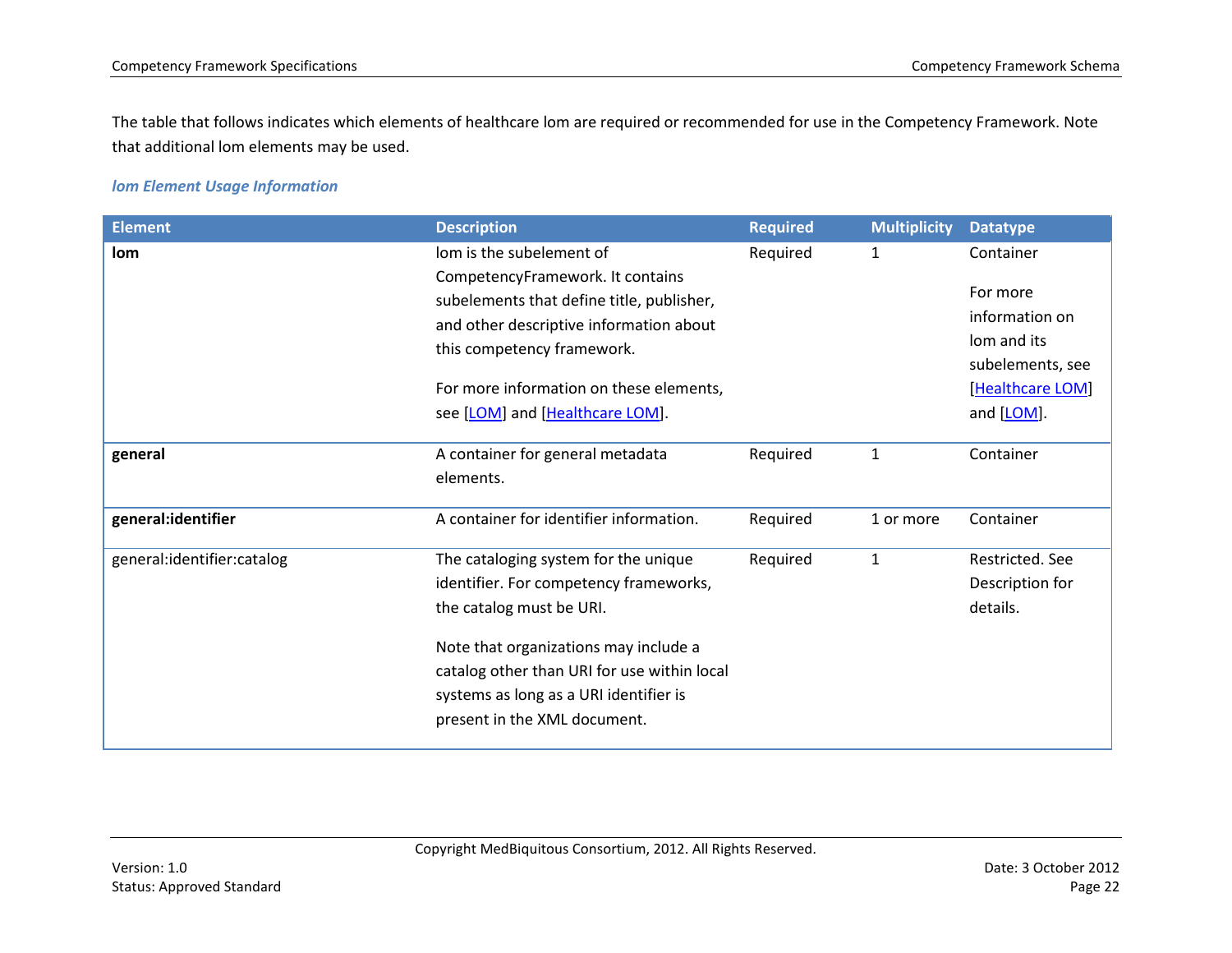The table that follows indicates which elements of healthcare lom are required or recommended for use in the Competency Framework. Note that additional lom elements may be used.

***lom Element Usage Information***

| Element | Description | Required | Multiplicity | Datatype |
|---|---|---|---|---|
| **lom** | lom is the subelement of CompetencyFramework. It contains subelements that define title, publisher, and other descriptive information about this competency framework.<br><br>For more information on these elements, see [LOM] and [Healthcare LOM]. | Required | 1 | Container<br><br>For more information on lom and its subelements, see [Healthcare LOM] and [LOM]. |
| **general** | A container for general metadata elements. | Required | 1 | Container |
| **general:identifier** | A container for identifier information. | Required | 1 or more | Container |
| general:identifier:catalog | The cataloging system for the unique identifier. For competency frameworks, the catalog must be URI.<br><br>Note that organizations may include a catalog other than URI for use within local systems as long as a URI identifier is present in the XML document. | Required | 1 | Restricted. See Description for details. |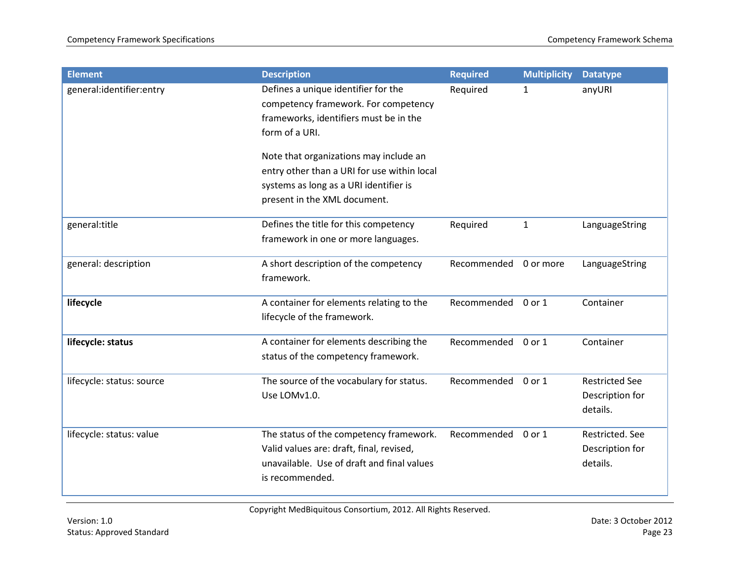| Element | Description | Required | Multiplicity | Datatype |
| --- | --- | --- | --- | --- |
| general:identifier:entry | Defines a unique identifier for the competency framework. For competency frameworks, identifiers must be in the form of a URI.<br><br>Note that organizations may include an entry other than a URI for use within local systems as long as a URI identifier is present in the XML document. | Required | 1 | anyURI |
| general:title | Defines the title for this competency framework in one or more languages. | Required | 1 | LanguageString |
| general: description | A short description of the competency framework. | Recommended | 0 or more | LanguageString |
| **lifecycle** | A container for elements relating to the lifecycle of the framework. | Recommended | 0 or 1 | Container |
| **lifecycle: status** | A container for elements describing the status of the competency framework. | Recommended | 0 or 1 | Container |
| lifecycle: status: source | The source of the vocabulary for status. Use LOMv1.0. | Recommended | 0 or 1 | Restricted See Description for details. |
| lifecycle: status: value | The status of the competency framework. Valid values are: draft, final, revised, unavailable. Use of draft and final values is recommended. | Recommended | 0 or 1 | Restricted. See Description for details. |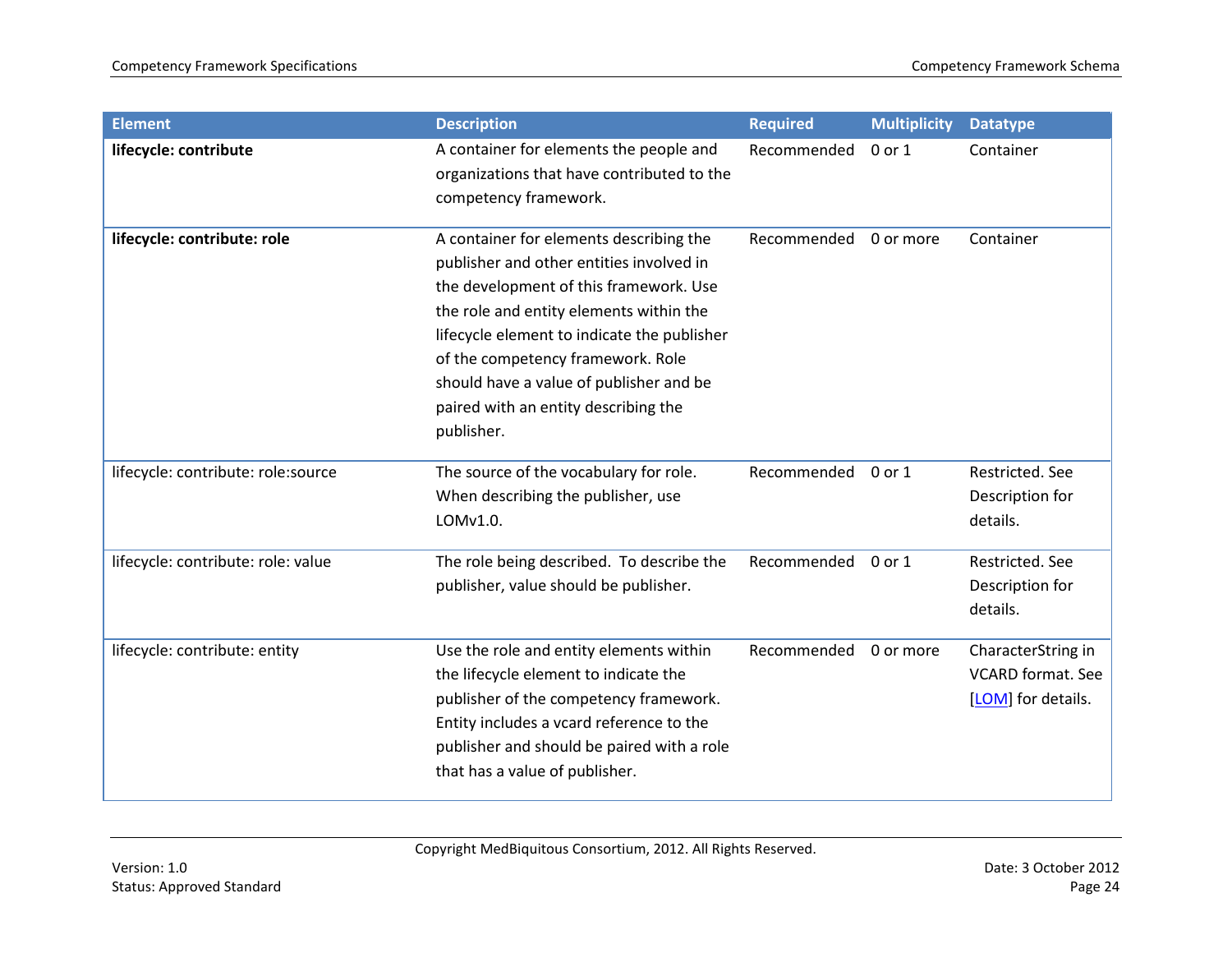| Element | Description | Required | Multiplicity | Datatype |
|---|---|---|---|---|
| **lifecycle: contribute** | A container for elements the people and organizations that have contributed to the competency framework. | Recommended | 0 or 1 | Container |
| **lifecycle: contribute: role** | A container for elements describing the publisher and other entities involved in the development of this framework. Use the role and entity elements within the lifecycle element to indicate the publisher of the competency framework. Role should have a value of publisher and be paired with an entity describing the publisher. | Recommended | 0 or more | Container |
| lifecycle: contribute: role:source | The source of the vocabulary for role. When describing the publisher, use LOMv1.0. | Recommended | 0 or 1 | Restricted. See Description for details. |
| lifecycle: contribute: role: value | The role being described. To describe the publisher, value should be publisher. | Recommended | 0 or 1 | Restricted. See Description for details. |
| lifecycle: contribute: entity | Use the role and entity elements within the lifecycle element to indicate the publisher of the competency framework. Entity includes a vcard reference to the publisher and should be paired with a role that has a value of publisher. | Recommended | 0 or more | CharacterString in VCARD format. See [LOM] for details. |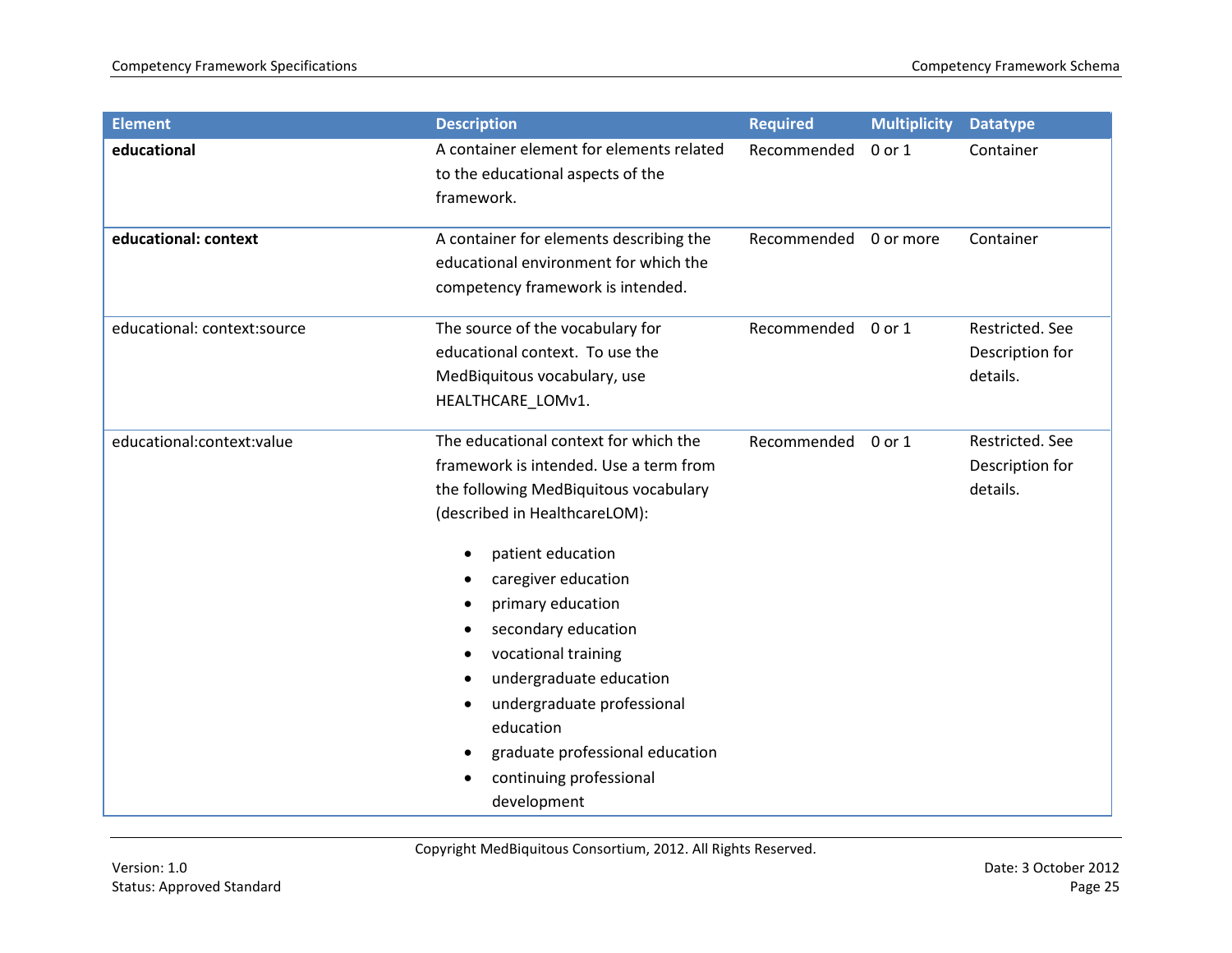| Element | Description | Required | Multiplicity | Datatype |
|---|---|---|---|---|
| **educational** | A container element for elements related to the educational aspects of the framework. | Recommended | 0 or 1 | Container |
| **educational: context** | A container for elements describing the educational environment for which the competency framework is intended. | Recommended | 0 or more | Container |
| educational: context:source | The source of the vocabulary for educational context. To use the MedBiquitous vocabulary, use HEALTHCARE_LOMv1. | Recommended | 0 or 1 | Restricted. See Description for details. |
| educational:context:value | The educational context for which the framework is intended. Use a term from the following MedBiquitous vocabulary (described in HealthcareLOM):<br>• patient education<br>• caregiver education<br>• primary education<br>• secondary education<br>• vocational training<br>• undergraduate education<br>• undergraduate professional education<br>• graduate professional education<br>• continuing professional development | Recommended | 0 or 1 | Restricted. See Description for details. |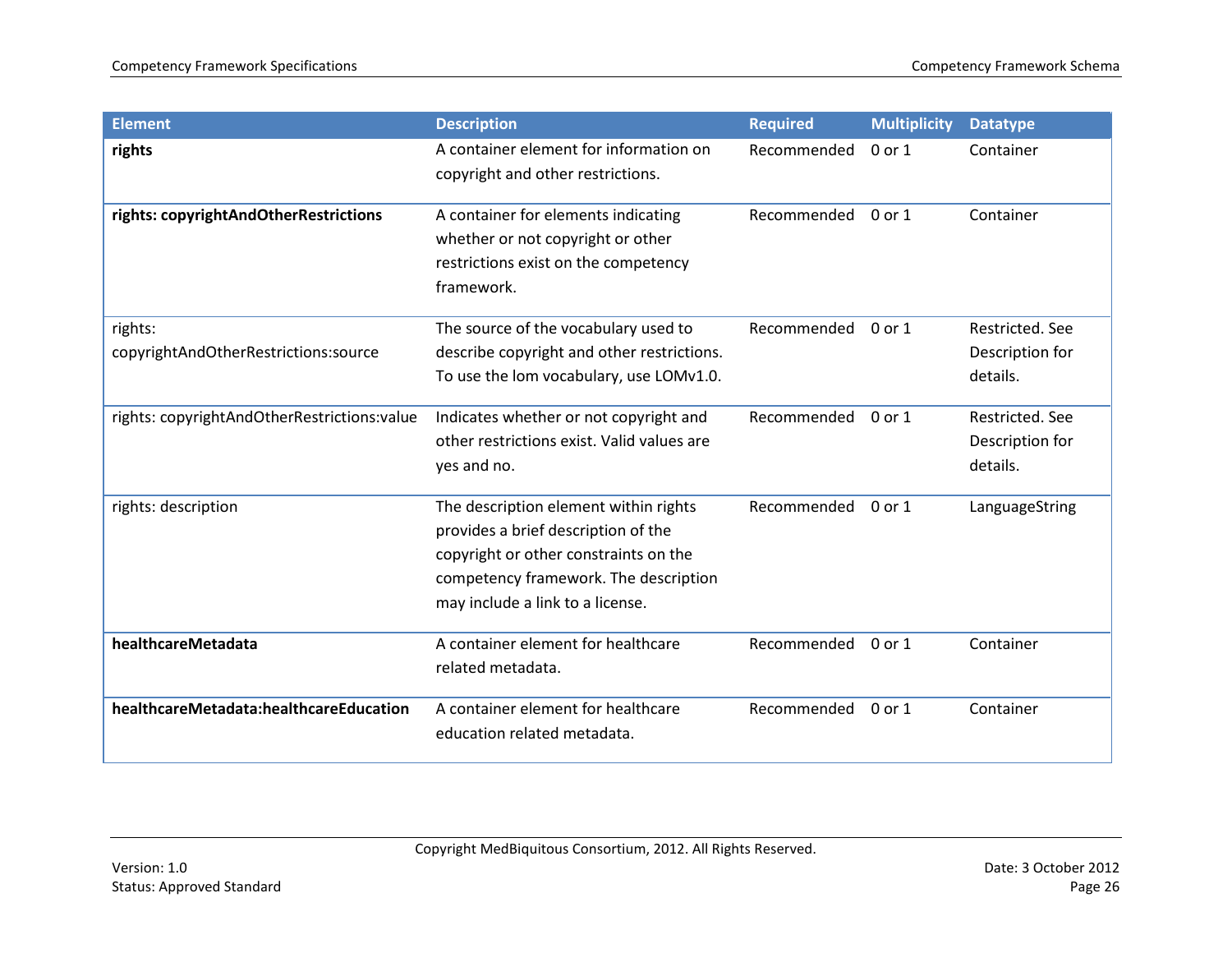| Element | Description | Required | Multiplicity | Datatype |
| --- | --- | --- | --- | --- |
| **rights** | A container element for information on copyright and other restrictions. | Recommended | 0 or 1 | Container |
| **rights: copyrightAndOtherRestrictions** | A container for elements indicating whether or not copyright or other restrictions exist on the competency framework. | Recommended | 0 or 1 | Container |
| rights: copyrightAndOtherRestrictions:source | The source of the vocabulary used to describe copyright and other restrictions. To use the lom vocabulary, use LOMv1.0. | Recommended | 0 or 1 | Restricted. See Description for details. |
| rights: copyrightAndOtherRestrictions:value | Indicates whether or not copyright and other restrictions exist. Valid values are yes and no. | Recommended | 0 or 1 | Restricted. See Description for details. |
| rights: description | The description element within rights provides a brief description of the copyright or other constraints on the competency framework. The description may include a link to a license. | Recommended | 0 or 1 | LanguageString |
| **healthcareMetadata** | A container element for healthcare related metadata. | Recommended | 0 or 1 | Container |
| **healthcareMetadata:healthcareEducation** | A container element for healthcare education related metadata. | Recommended | 0 or 1 | Container |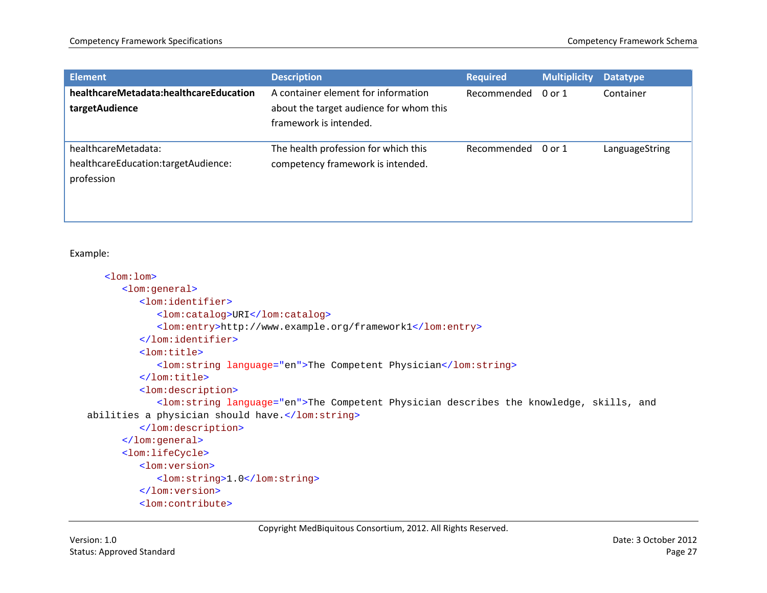| Element | Description | Required | Multiplicity | Datatype |
|---|---|---|---|---|
| **healthcareMetadata:healthcareEducation targetAudience** | A container element for information about the target audience for whom this framework is intended. | Recommended | 0 or 1 | Container |
| healthcareMetadata: healthcareEducation:targetAudience: profession | The health profession for which this competency framework is intended. | Recommended | 0 or 1 | LanguageString |

Example:

```
<lom:lom>
   <lom:general>
      <lom:identifier>
         <lom:catalog>URI</lom:catalog>
         <lom:entry>http://www.example.org/framework1</lom:entry>
      </lom:identifier>
      <lom:title>
         <lom:string language="en">The Competent Physician</lom:string>
      </lom:title>
      <lom:description>
         <lom:string language="en">The Competent Physician describes the knowledge, skills, and
abilities a physician should have.</lom:string>
      </lom:description>
   </lom:general>
   <lom:lifeCycle>
      <lom:version>
         <lom:string>1.0</lom:string>
      </lom:version>
      <lom:contribute>
```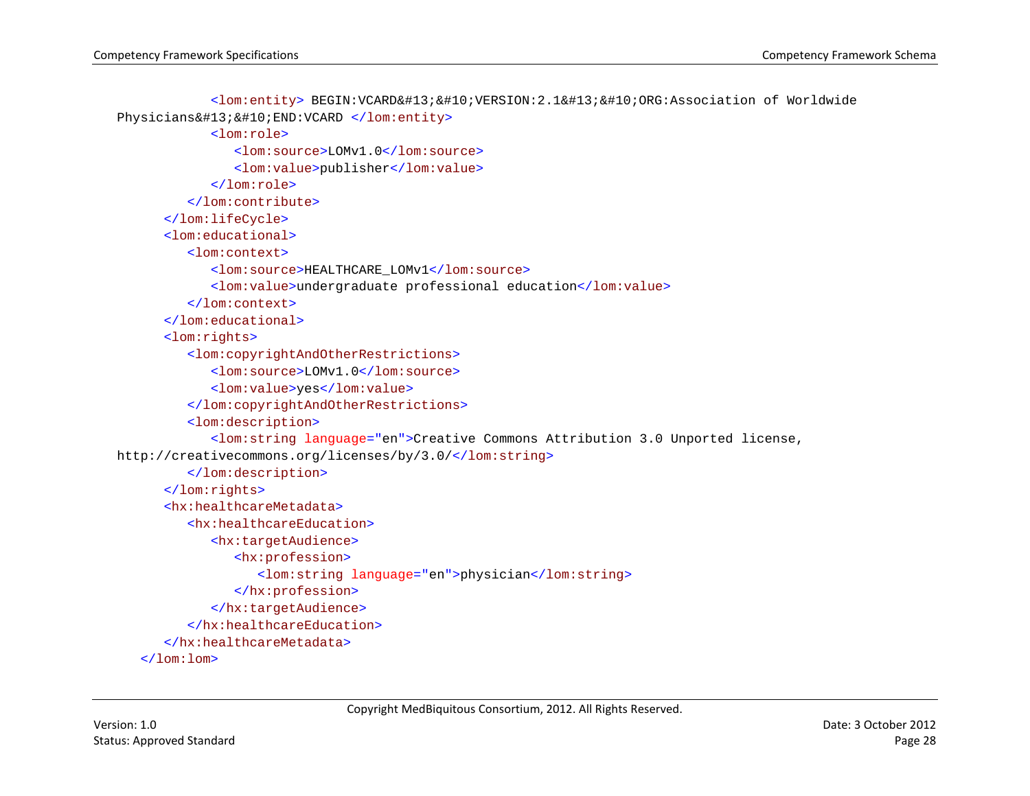```xml
            <lom:entity> BEGIN:VCARD&#13;&#10;VERSION:2.1&#13;&#10;ORG:Association of Worldwide 
Physicians&#13;&#10;END:VCARD </lom:entity>
            <lom:role>
               <lom:source>LOMv1.0</lom:source>
               <lom:value>publisher</lom:value>
            </lom:role>
         </lom:contribute>
      </lom:lifeCycle>
      <lom:educational>
         <lom:context>
            <lom:source>HEALTHCARE_LOMv1</lom:source>
            <lom:value>undergraduate professional education</lom:value>
         </lom:context>
      </lom:educational>
      <lom:rights>
         <lom:copyrightAndOtherRestrictions>
            <lom:source>LOMv1.0</lom:source>
            <lom:value>yes</lom:value>
         </lom:copyrightAndOtherRestrictions>
         <lom:description>
            <lom:string language="en">Creative Commons Attribution 3.0 Unported license, 
http://creativecommons.org/licenses/by/3.0/</lom:string>
         </lom:description>
      </lom:rights>
      <hx:healthcareMetadata>
         <hx:healthcareEducation>
            <hx:targetAudience>
               <hx:profession>
                  <lom:string language="en">physician</lom:string>
               </hx:profession>
            </hx:targetAudience>
         </hx:healthcareEducation>
      </hx:healthcareMetadata>
   </lom:lom>
```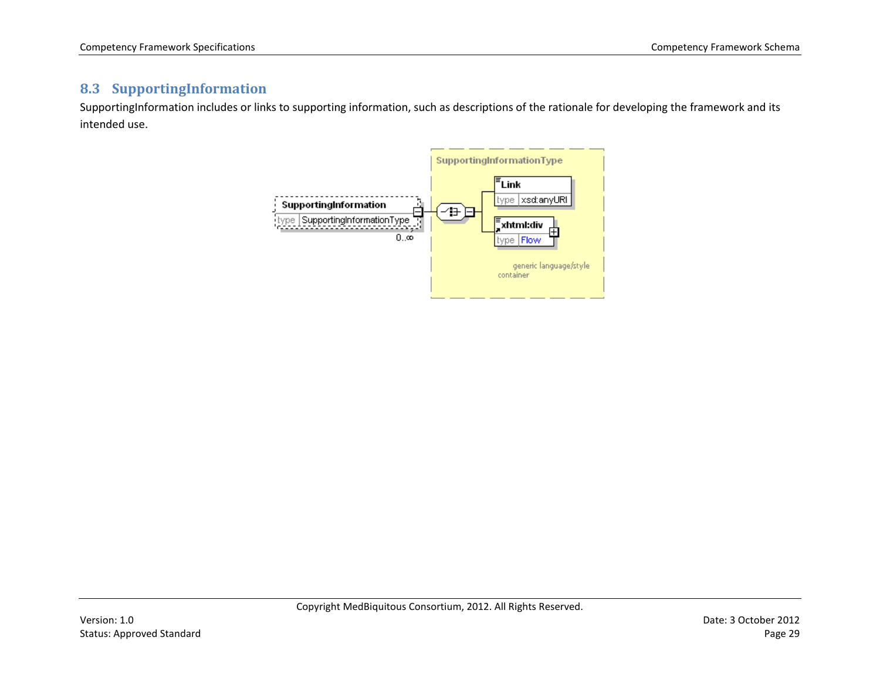## 8.3 SupportingInformation

SupportingInformation includes or links to supporting information, such as descriptions of the rationale for developing the framework and its intended use.

SupportingInformationType

Link
type xsd:anyURI

SupportingInformation
type SupportingInformationType
0..∞

xhtml:div
type Flow

generic language/style container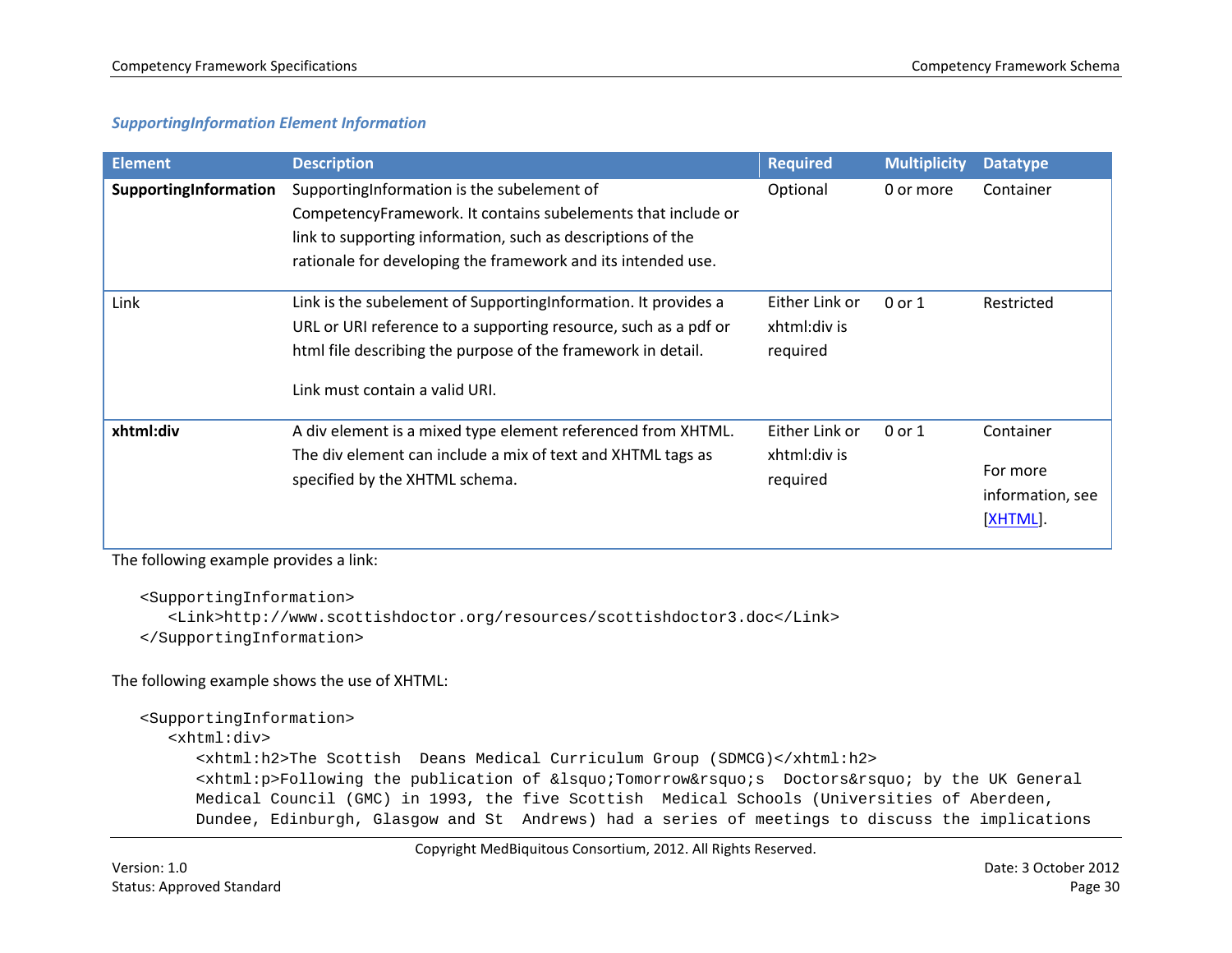### *SupportingInformation Element Information*

| Element | Description | Required | Multiplicity | Datatype |
|---|---|---|---|---|
| **SupportingInformation** | SupportingInformation is the subelement of CompetencyFramework. It contains subelements that include or link to supporting information, such as descriptions of the rationale for developing the framework and its intended use. | Optional | 0 or more | Container |
| Link | Link is the subelement of SupportingInformation. It provides a URL or URI reference to a supporting resource, such as a pdf or html file describing the purpose of the framework in detail.<br><br>Link must contain a valid URI. | Either Link or xhtml:div is required | 0 or 1 | Restricted |
| **xhtml:div** | A div element is a mixed type element referenced from XHTML. The div element can include a mix of text and XHTML tags as specified by the XHTML schema. | Either Link or xhtml:div is required | 0 or 1 | Container<br><br>For more information, see [XHTML]. |

The following example provides a link:

```
<SupportingInformation>
   <Link>http://www.scottishdoctor.org/resources/scottishdoctor3.doc</Link>
</SupportingInformation>
```

The following example shows the use of XHTML:

```
<SupportingInformation>
   <xhtml:div>
      <xhtml:h2>The Scottish  Deans Medical Curriculum Group (SDMCG)</xhtml:h2>
      <xhtml:p>Following the publication of &lsquo;Tomorrow&rsquo;s  Doctors&rsquo; by the UK General
      Medical Council (GMC) in 1993, the five Scottish  Medical Schools (Universities of Aberdeen,
      Dundee, Edinburgh, Glasgow and St  Andrews) had a series of meetings to discuss the implications
```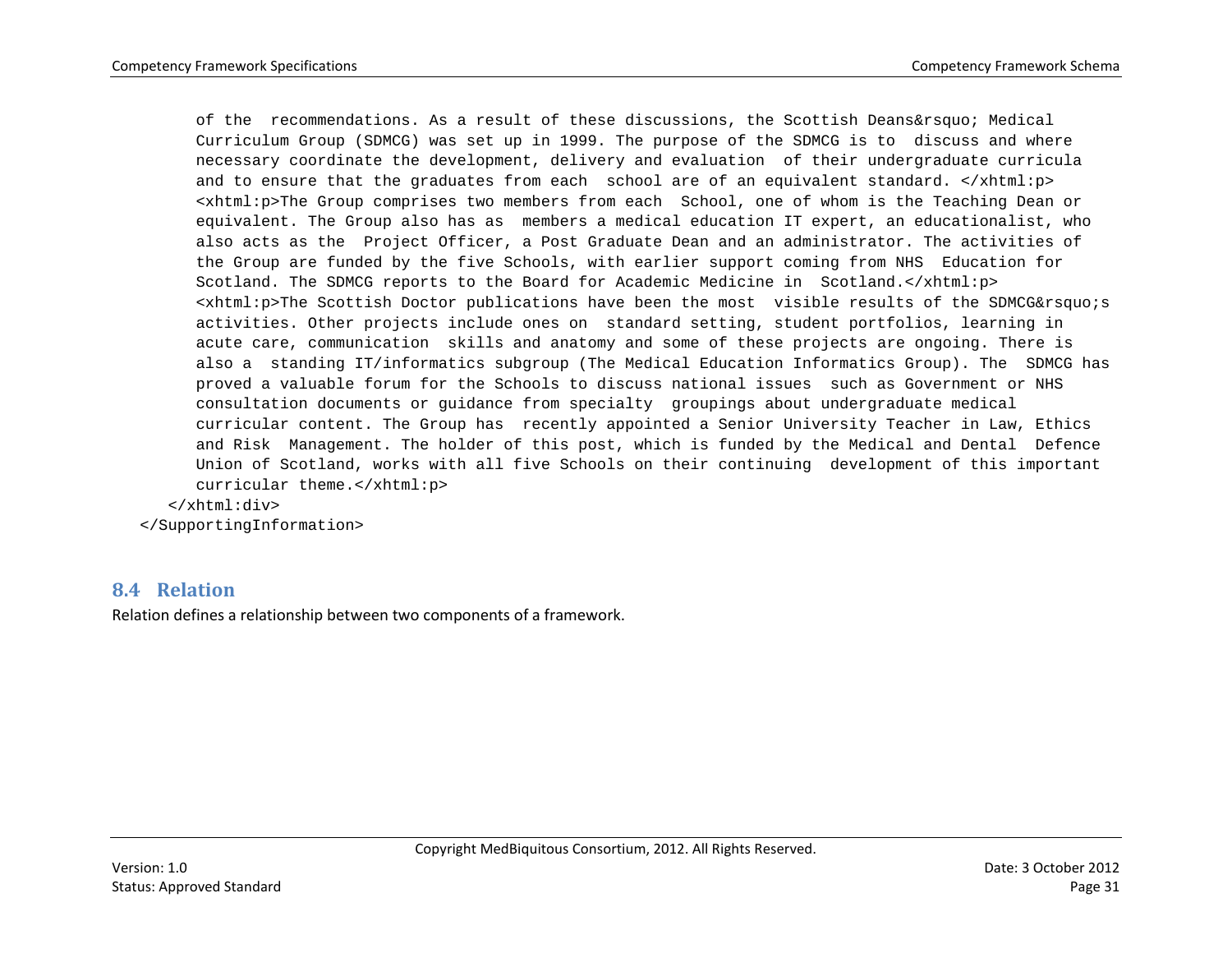```
        of the  recommendations. As a result of these discussions, the Scottish Deans&rsquo; Medical
        Curriculum Group (SDMCG) was set up in 1999. The purpose of the SDMCG is to  discuss and where
        necessary coordinate the development, delivery and evaluation  of their undergraduate curricula
        and to ensure that the graduates from each  school are of an equivalent standard. </xhtml:p>
        <xhtml:p>The Group comprises two members from each  School, one of whom is the Teaching Dean or
        equivalent. The Group also has as  members a medical education IT expert, an educationalist, who
        also acts as the  Project Officer, a Post Graduate Dean and an administrator. The activities of
        the Group are funded by the five Schools, with earlier support coming from NHS  Education for
        Scotland. The SDMCG reports to the Board for Academic Medicine in  Scotland.</xhtml:p>
        <xhtml:p>The Scottish Doctor publications have been the most  visible results of the SDMCG&rsquo;s
        activities. Other projects include ones on  standard setting, student portfolios, learning in
        acute care, communication  skills and anatomy and some of these projects are ongoing. There is
        also a  standing IT/informatics subgroup (The Medical Education Informatics Group). The  SDMCG has
        proved a valuable forum for the Schools to discuss national issues  such as Government or NHS
        consultation documents or guidance from specialty  groupings about undergraduate medical
        curricular content. The Group has  recently appointed a Senior University Teacher in Law, Ethics
        and Risk  Management. The holder of this post, which is funded by the Medical and Dental  Defence
        Union of Scotland, works with all five Schools on their continuing  development of this important
        curricular theme.</xhtml:p>
      </xhtml:div>
   </SupportingInformation>
```

## 8.4 Relation

Relation defines a relationship between two components of a framework.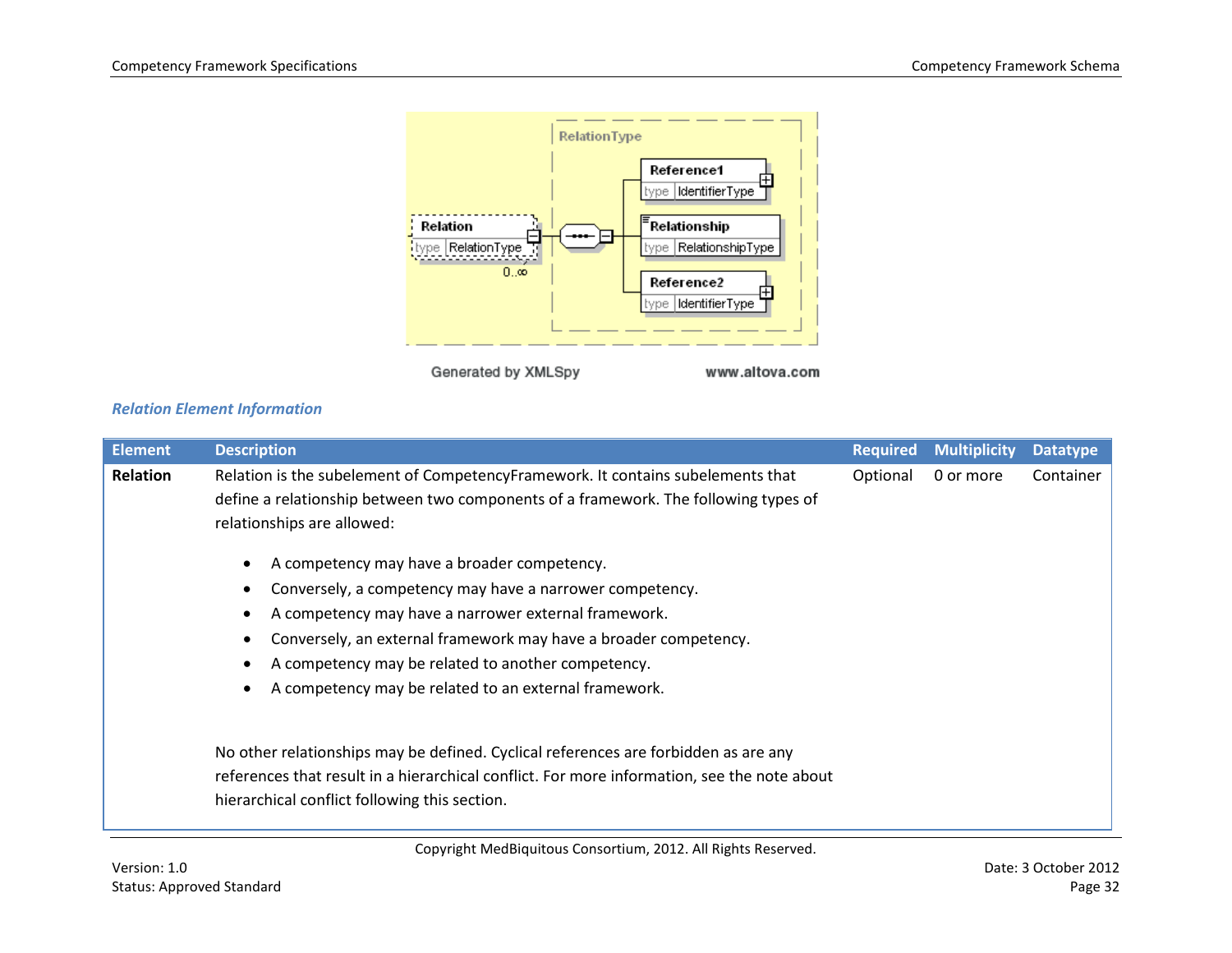### *Relation Element Information*

| Element | Description | Required | Multiplicity | Datatype |
|---|---|---|---|---|
| **Relation** | Relation is the subelement of CompetencyFramework. It contains subelements that define a relationship between two components of a framework. The following types of relationships are allowed:<br><br>• A competency may have a broader competency.<br>• Conversely, a competency may have a narrower competency.<br>• A competency may have a narrower external framework.<br>• Conversely, an external framework may have a broader competency.<br>• A competency may be related to another competency.<br>• A competency may be related to an external framework.<br><br>No other relationships may be defined. Cyclical references are forbidden as are any references that result in a hierarchical conflict. For more information, see the note about hierarchical conflict following this section. | Optional | 0 or more | Container |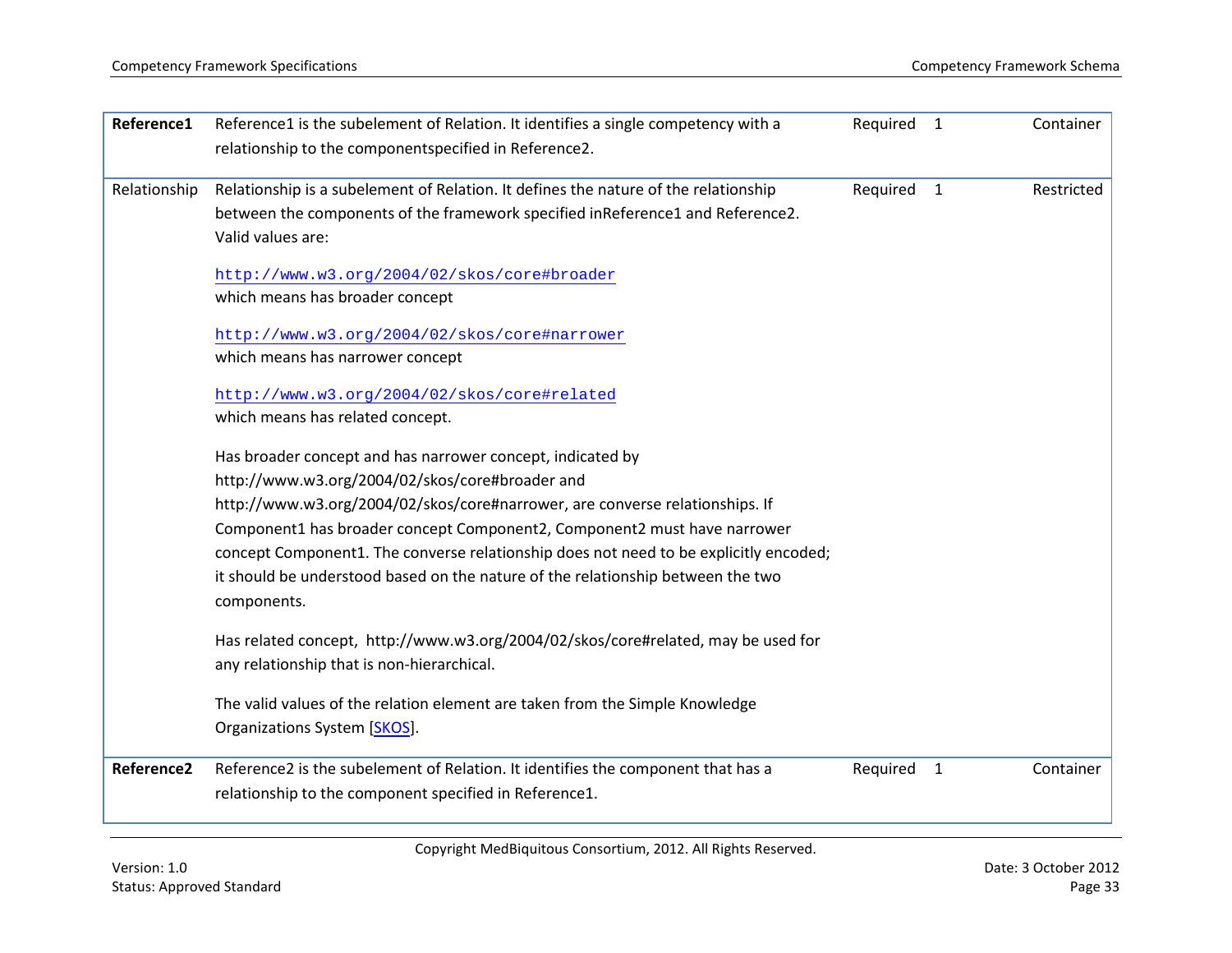| | | | | |
|---|---|---|---|---|
| **Reference1** | Reference1 is the subelement of Relation. It identifies a single competency with a relationship to the componentspecified in Reference2. | Required | 1 | Container |
| Relationship | Relationship is a subelement of Relation. It defines the nature of the relationship between the components of the framework specified inReference1 and Reference2. Valid values are:<br><br>http://www.w3.org/2004/02/skos/core#broader<br>which means has broader concept<br><br>http://www.w3.org/2004/02/skos/core#narrower<br>which means has narrower concept<br><br>http://www.w3.org/2004/02/skos/core#related<br>which means has related concept.<br><br>Has broader concept and has narrower concept, indicated by http://www.w3.org/2004/02/skos/core#broader and http://www.w3.org/2004/02/skos/core#narrower, are converse relationships. If Component1 has broader concept Component2, Component2 must have narrower concept Component1. The converse relationship does not need to be explicitly encoded; it should be understood based on the nature of the relationship between the two components.<br><br>Has related concept, http://www.w3.org/2004/02/skos/core#related, may be used for any relationship that is non-hierarchical.<br><br>The valid values of the relation element are taken from the Simple Knowledge Organizations System [SKOS]. | Required | 1 | Restricted |
| **Reference2** | Reference2 is the subelement of Relation. It identifies the component that has a relationship to the component specified in Reference1. | Required | 1 | Container |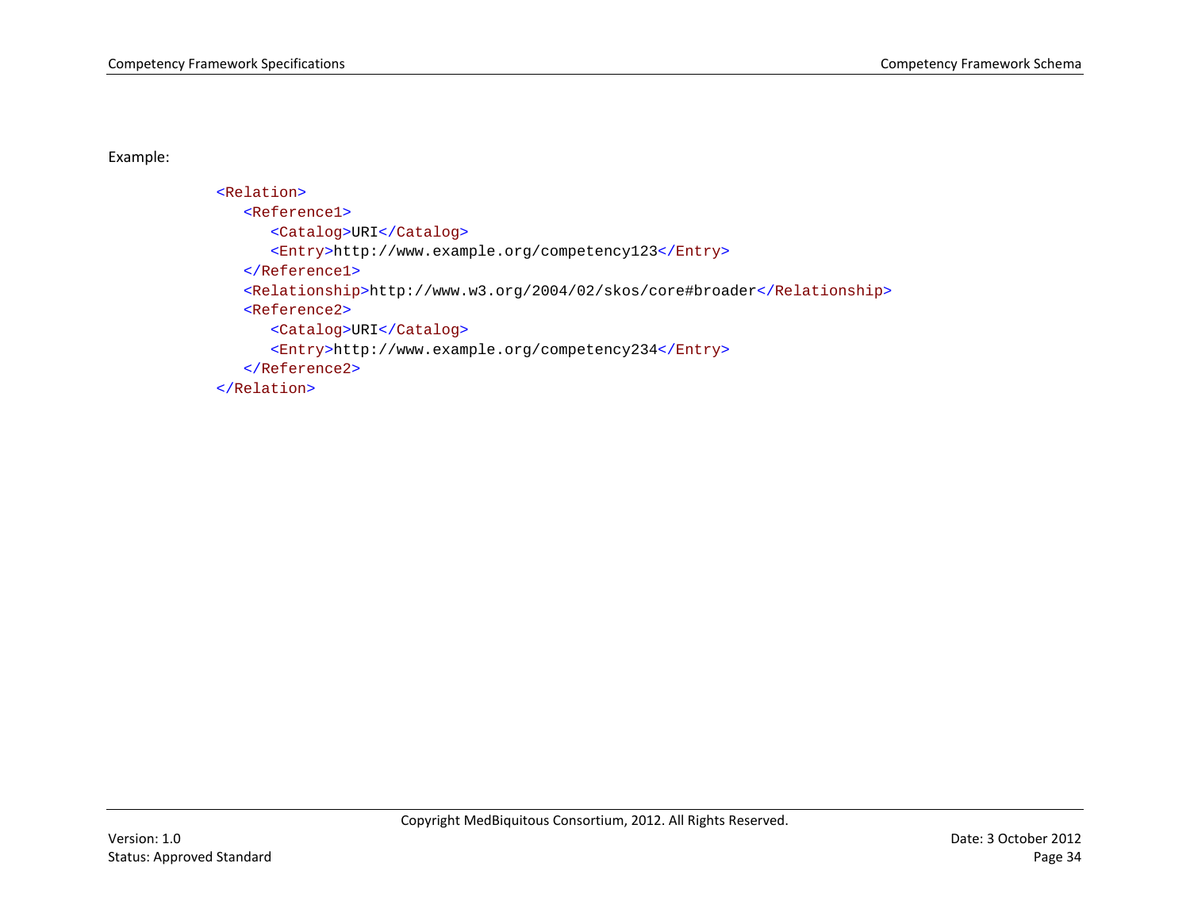Example:

```
<Relation>
   <Reference1>
      <Catalog>URI</Catalog>
      <Entry>http://www.example.org/competency123</Entry>
   </Reference1>
   <Relationship>http://www.w3.org/2004/02/skos/core#broader</Relationship>
   <Reference2>
      <Catalog>URI</Catalog>
      <Entry>http://www.example.org/competency234</Entry>
   </Reference2>
</Relation>
```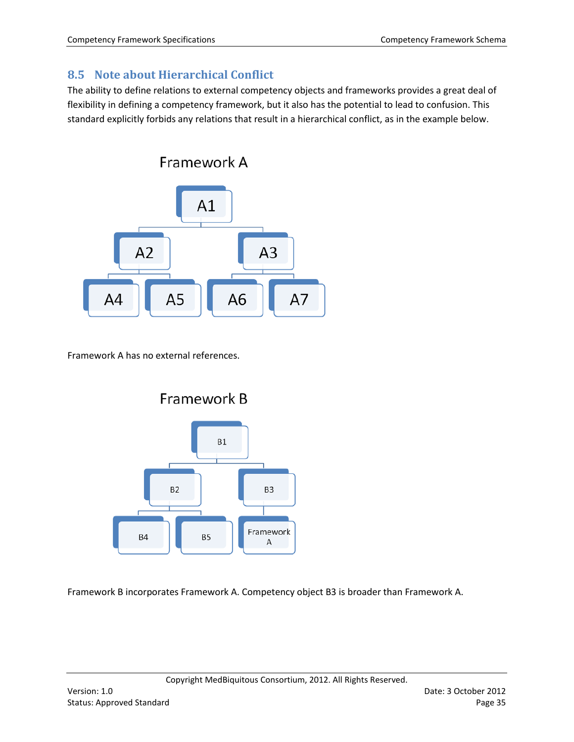## 8.5 Note about Hierarchical Conflict

The ability to define relations to external competency objects and frameworks provides a great deal of flexibility in defining a competency framework, but it also has the potential to lead to confusion. This standard explicitly forbids any relations that result in a hierarchical conflict, as in the example below.

Framework A

A1

A2 A3

A4 A5 A6 A7

Framework A has no external references.

Framework B

B1

B2 B3

B4 B5 Framework A

Framework B incorporates Framework A. Competency object B3 is broader than Framework A.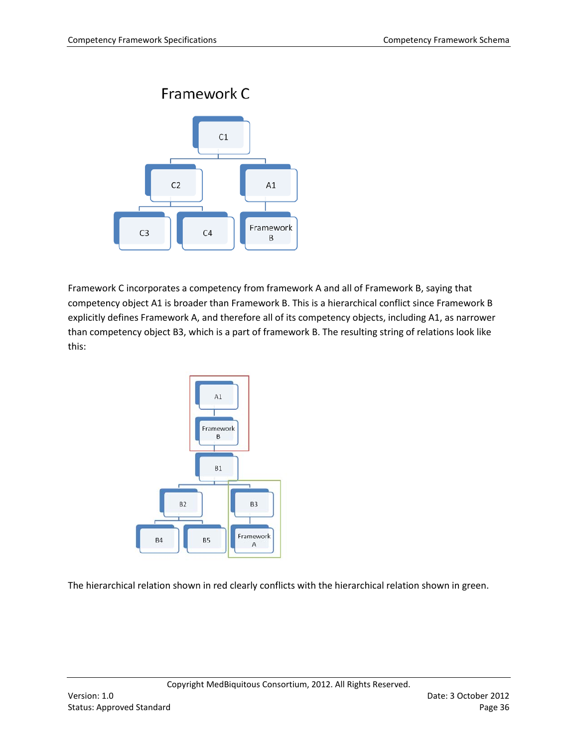Framework C

C1

C2

A1

C3

C4

Framework B

Framework C incorporates a competency from framework A and all of Framework B, saying that competency object A1 is broader than Framework B. This is a hierarchical conflict since Framework B explicitly defines Framework A, and therefore all of its competency objects, including A1, as narrower than competency object B3, which is a part of framework B. The resulting string of relations look like this:

A1

Framework B

B1

B2

B3

B4

B5

Framework A

The hierarchical relation shown in red clearly conflicts with the hierarchical relation shown in green.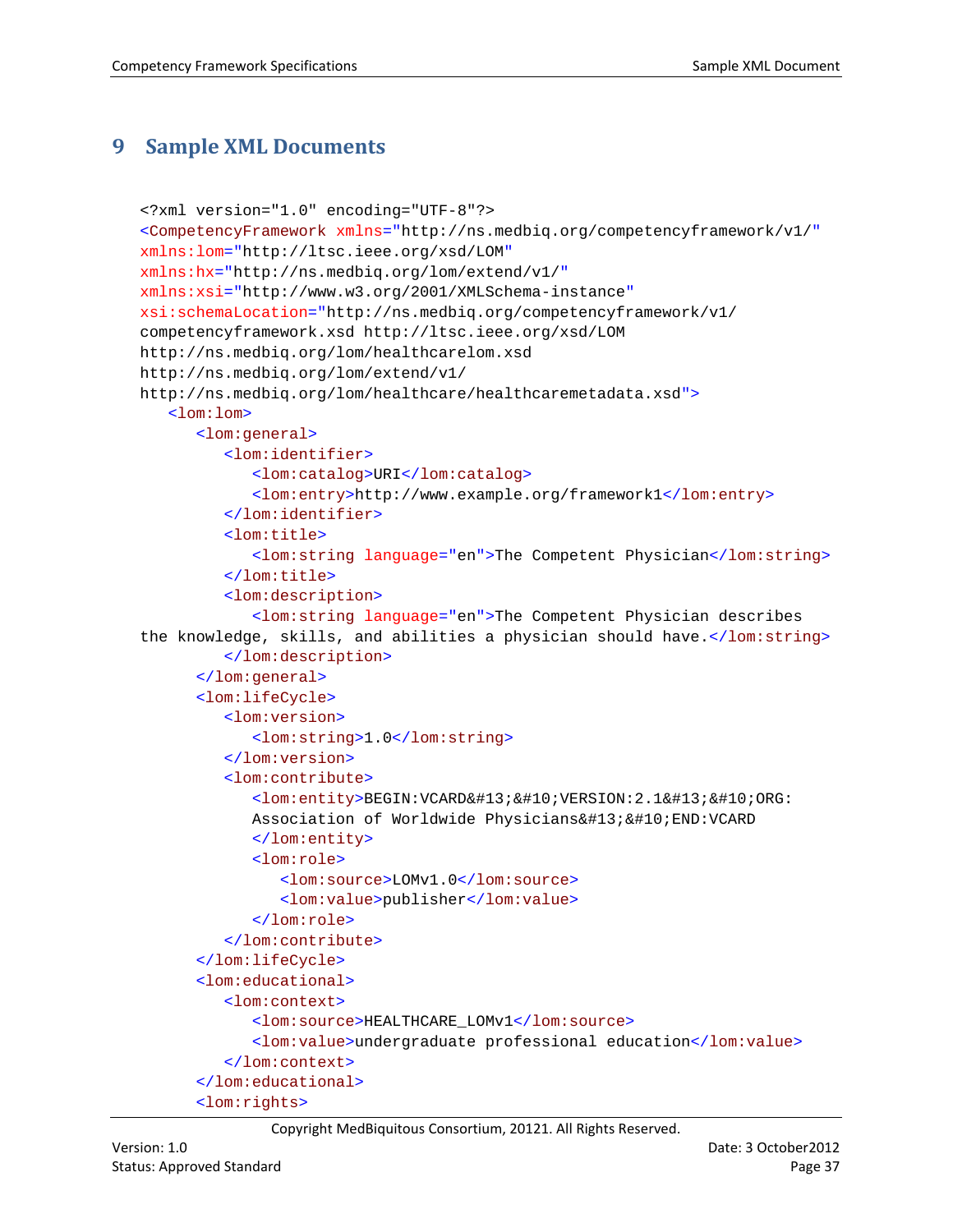# 9 Sample XML Documents

```
<?xml version="1.0" encoding="UTF-8"?>
<CompetencyFramework xmlns="http://ns.medbiq.org/competencyframework/v1/"
xmlns:lom="http://ltsc.ieee.org/xsd/LOM"
xmlns:hx="http://ns.medbiq.org/lom/extend/v1/"
xmlns:xsi="http://www.w3.org/2001/XMLSchema-instance"
xsi:schemaLocation="http://ns.medbiq.org/competencyframework/v1/
competencyframework.xsd http://ltsc.ieee.org/xsd/LOM
http://ns.medbiq.org/lom/healthcarelom.xsd
http://ns.medbiq.org/lom/extend/v1/
http://ns.medbiq.org/lom/healthcare/healthcaremetadata.xsd">
   <lom:lom>
      <lom:general>
         <lom:identifier>
            <lom:catalog>URI</lom:catalog>
            <lom:entry>http://www.example.org/framework1</lom:entry>
         </lom:identifier>
         <lom:title>
            <lom:string language="en">The Competent Physician</lom:string>
         </lom:title>
         <lom:description>
            <lom:string language="en">The Competent Physician describes
the knowledge, skills, and abilities a physician should have.</lom:string>
         </lom:description>
      </lom:general>
      <lom:lifeCycle>
         <lom:version>
            <lom:string>1.0</lom:string>
         </lom:version>
         <lom:contribute>
            <lom:entity>BEGIN:VCARD&#13;&#10;VERSION:2.1&#13;&#10;ORG:
            Association of Worldwide Physicians&#13;&#10;END:VCARD
            </lom:entity>
            <lom:role>
               <lom:source>LOMv1.0</lom:source>
               <lom:value>publisher</lom:value>
            </lom:role>
         </lom:contribute>
      </lom:lifeCycle>
      <lom:educational>
         <lom:context>
            <lom:source>HEALTHCARE_LOMv1</lom:source>
            <lom:value>undergraduate professional education</lom:value>
         </lom:context>
      </lom:educational>
      <lom:rights>
```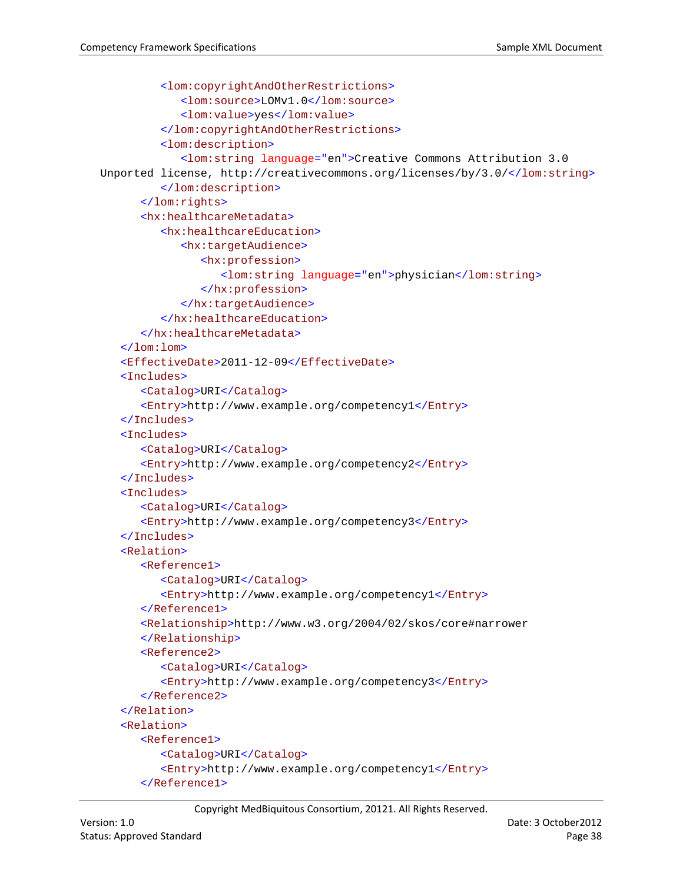```
         <lom:copyrightAndOtherRestrictions>
            <lom:source>LOMv1.0</lom:source>
            <lom:value>yes</lom:value>
         </lom:copyrightAndOtherRestrictions>
         <lom:description>
            <lom:string language="en">Creative Commons Attribution 3.0
   Unported license, http://creativecommons.org/licenses/by/3.0/</lom:string>
         </lom:description>
      </lom:rights>
      <hx:healthcareMetadata>
         <hx:healthcareEducation>
            <hx:targetAudience>
               <hx:profession>
                  <lom:string language="en">physician</lom:string>
               </hx:profession>
            </hx:targetAudience>
         </hx:healthcareEducation>
      </hx:healthcareMetadata>
   </lom:lom>
   <EffectiveDate>2011-12-09</EffectiveDate>
   <Includes>
      <Catalog>URI</Catalog>
      <Entry>http://www.example.org/competency1</Entry>
   </Includes>
   <Includes>
      <Catalog>URI</Catalog>
      <Entry>http://www.example.org/competency2</Entry>
   </Includes>
   <Includes>
      <Catalog>URI</Catalog>
      <Entry>http://www.example.org/competency3</Entry>
   </Includes>
   <Relation>
      <Reference1>
         <Catalog>URI</Catalog>
         <Entry>http://www.example.org/competency1</Entry>
      </Reference1>
      <Relationship>http://www.w3.org/2004/02/skos/core#narrower
      </Relationship>
      <Reference2>
         <Catalog>URI</Catalog>
         <Entry>http://www.example.org/competency3</Entry>
      </Reference2>
   </Relation>
   <Relation>
      <Reference1>
         <Catalog>URI</Catalog>
         <Entry>http://www.example.org/competency1</Entry>
      </Reference1>
```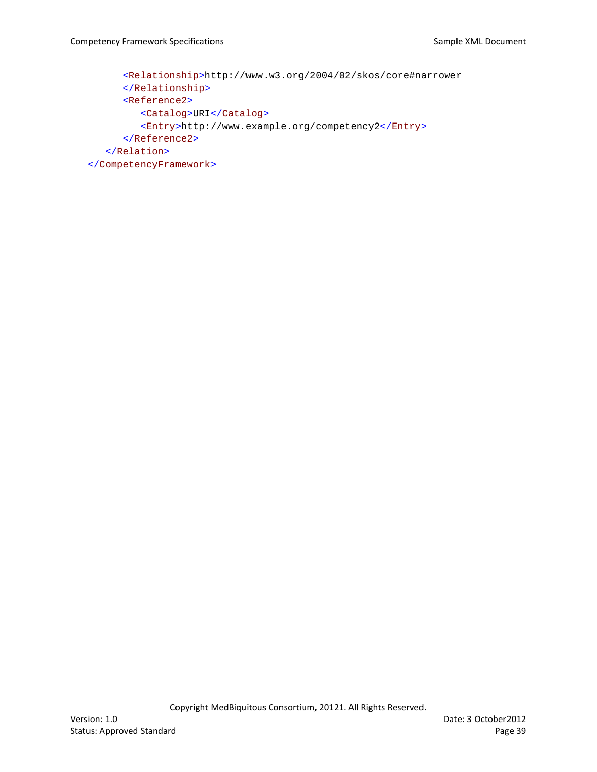```
        <Relationship>http://www.w3.org/2004/02/skos/core#narrower
        </Relationship>
        <Reference2>
           <Catalog>URI</Catalog>
           <Entry>http://www.example.org/competency2</Entry>
        </Reference2>
     </Relation>
  </CompetencyFramework>
```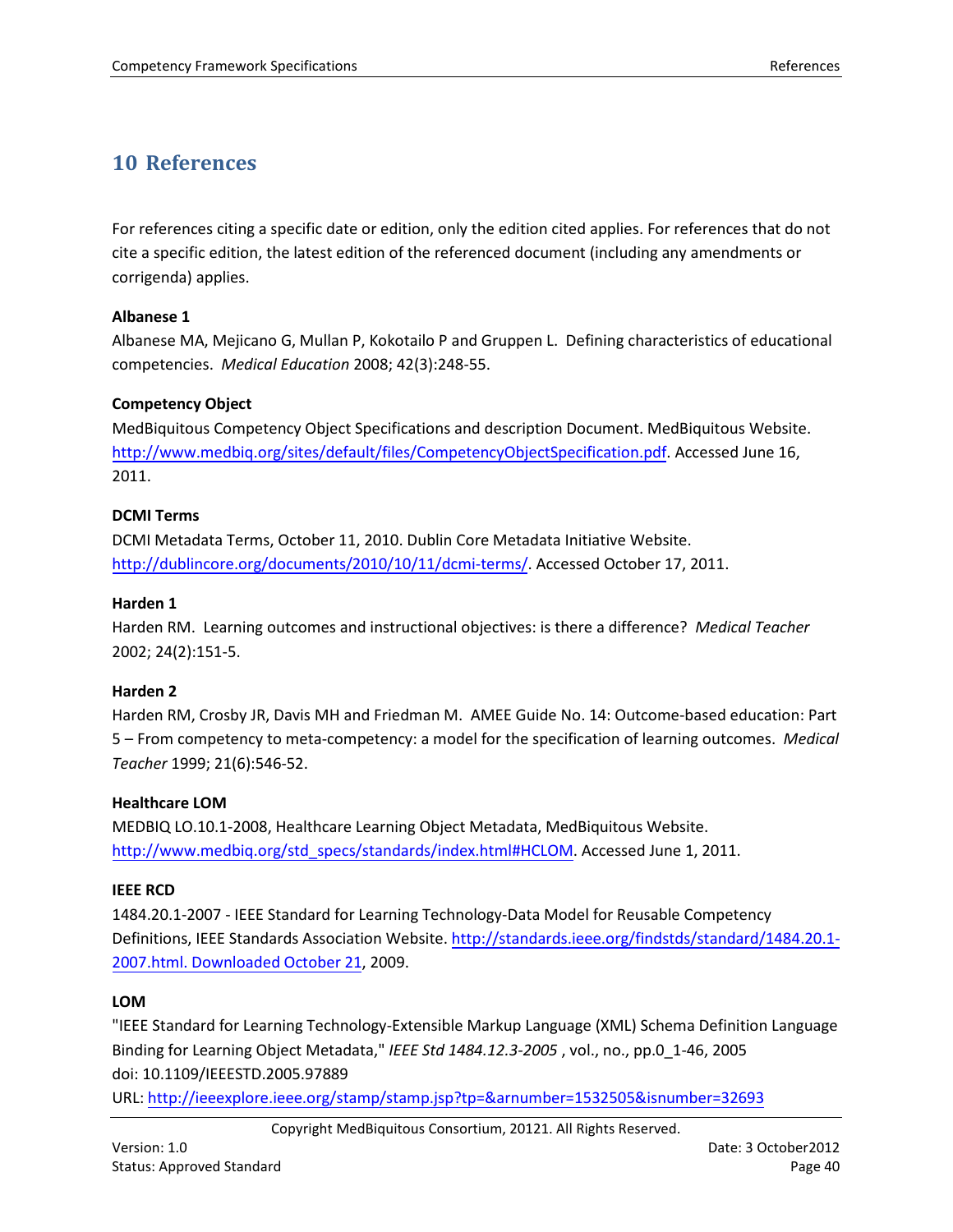# 10 References

For references citing a specific date or edition, only the edition cited applies. For references that do not cite a specific edition, the latest edition of the referenced document (including any amendments or corrigenda) applies.

**Albanese 1**
Albanese MA, Mejicano G, Mullan P, Kokotailo P and Gruppen L. Defining characteristics of educational competencies. *Medical Education* 2008; 42(3):248-55.

**Competency Object**
MedBiquitous Competency Object Specifications and description Document. MedBiquitous Website. http://www.medbiq.org/sites/default/files/CompetencyObjectSpecification.pdf. Accessed June 16, 2011.

**DCMI Terms**
DCMI Metadata Terms, October 11, 2010. Dublin Core Metadata Initiative Website. http://dublincore.org/documents/2010/10/11/dcmi-terms/. Accessed October 17, 2011.

**Harden 1**
Harden RM. Learning outcomes and instructional objectives: is there a difference? *Medical Teacher* 2002; 24(2):151-5.

**Harden 2**
Harden RM, Crosby JR, Davis MH and Friedman M. AMEE Guide No. 14: Outcome-based education: Part 5 – From competency to meta-competency: a model for the specification of learning outcomes. *Medical Teacher* 1999; 21(6):546-52.

**Healthcare LOM**
MEDBIQ LO.10.1-2008, Healthcare Learning Object Metadata, MedBiquitous Website. http://www.medbiq.org/std_specs/standards/index.html#HCLOM. Accessed June 1, 2011.

**IEEE RCD**
1484.20.1-2007 - IEEE Standard for Learning Technology-Data Model for Reusable Competency Definitions, IEEE Standards Association Website. http://standards.ieee.org/findstds/standard/1484.20.1-2007.html. Downloaded October 21, 2009.

**LOM**
"IEEE Standard for Learning Technology-Extensible Markup Language (XML) Schema Definition Language Binding for Learning Object Metadata," *IEEE Std 1484.12.3-2005* , vol., no., pp.0_1-46, 2005
doi: 10.1109/IEEESTD.2005.97889
URL: http://ieeexplore.ieee.org/stamp/stamp.jsp?tp=&arnumber=1532505&isnumber=32693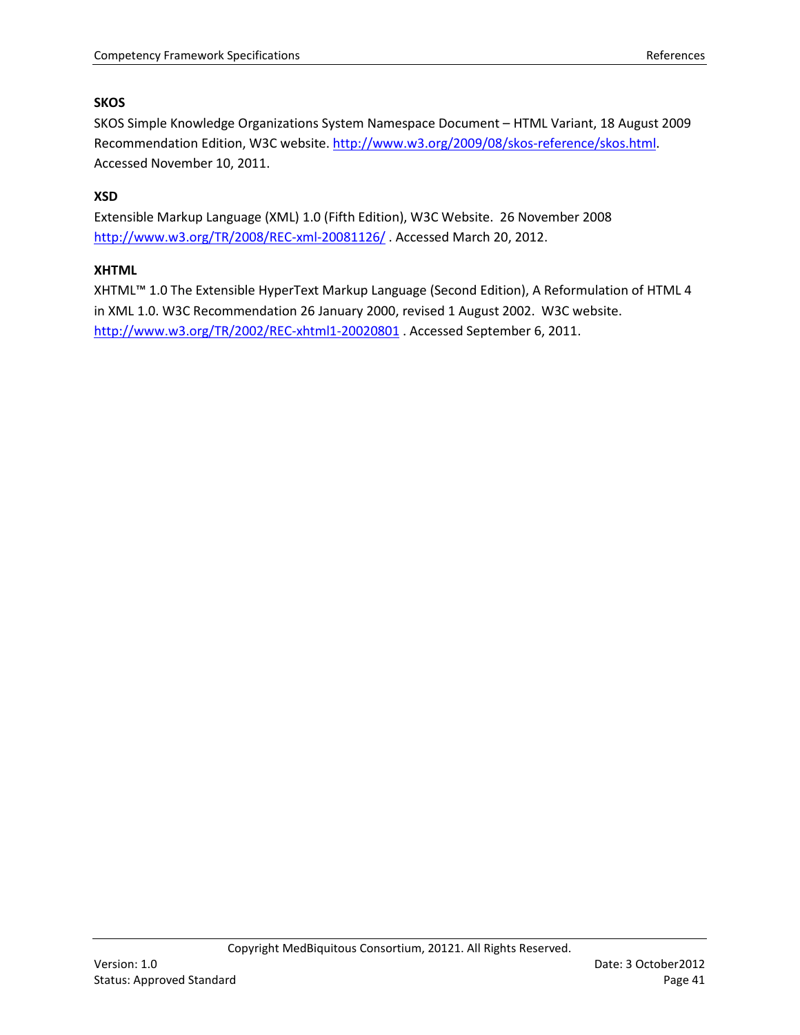**SKOS**

SKOS Simple Knowledge Organizations System Namespace Document – HTML Variant, 18 August 2009 Recommendation Edition, W3C website. http://www.w3.org/2009/08/skos-reference/skos.html. Accessed November 10, 2011.

**XSD**

Extensible Markup Language (XML) 1.0 (Fifth Edition), W3C Website. 26 November 2008 http://www.w3.org/TR/2008/REC-xml-20081126/ . Accessed March 20, 2012.

**XHTML**

XHTML™ 1.0 The Extensible HyperText Markup Language (Second Edition), A Reformulation of HTML 4 in XML 1.0. W3C Recommendation 26 January 2000, revised 1 August 2002. W3C website. http://www.w3.org/TR/2002/REC-xhtml1-20020801 . Accessed September 6, 2011.